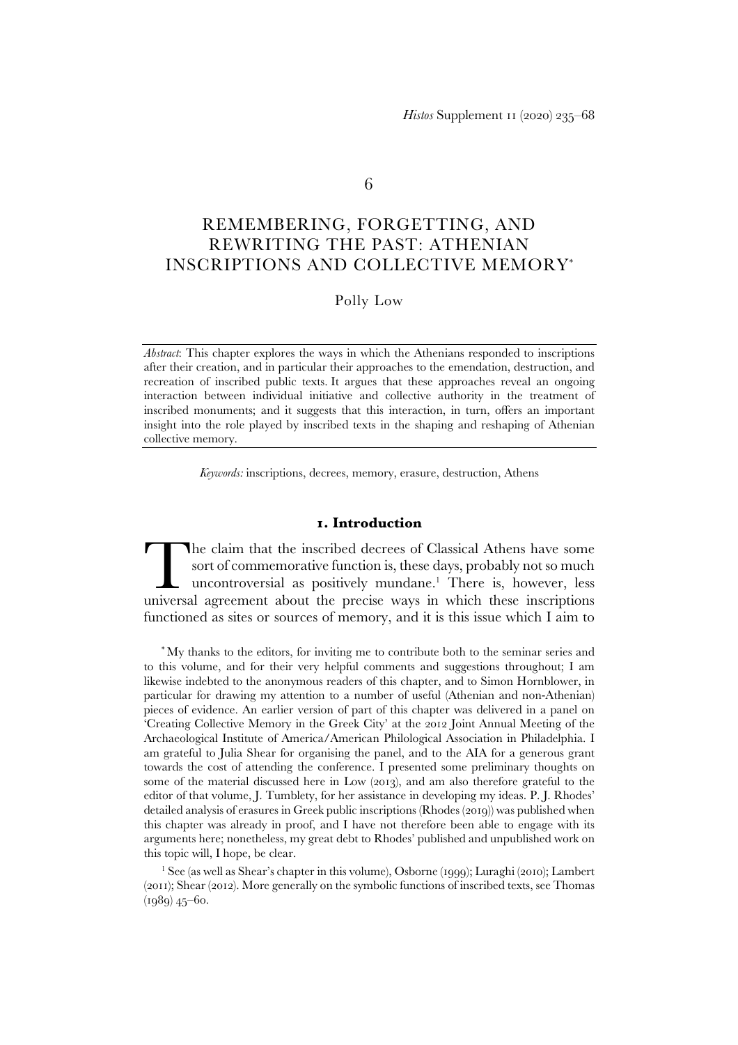6

# REMEMBERING, FORGETTING, AND REWRITING THE PAST: ATHENIAN INSCRIPTIONS AND COLLECTIVE MEMORY*

Polly Low

*Abstract*: This chapter explores the ways in which the Athenians responded to inscriptions after their creation, and in particular their approaches to the emendation, destruction, and recreation of inscribed public texts. It argues that these approaches reveal an ongoing interaction between individual initiative and collective authority in the treatment of inscribed monuments; and it suggests that this interaction, in turn, offers an important insight into the role played by inscribed texts in the shaping and reshaping of Athenian collective memory.

*Keywords:* inscriptions, decrees, memory, erasure, destruction, Athens

## 1. Introduction

The claim that the inscribed decrees of Classical Athens have some sort of commemorative function is, these days, probably not so much uncontroversial as positively mundane.[1] There is, however, less universal agreement about the precise ways in which these inscriptions functioned as sites or sources of memory, and it is this issue which I aim to

* My thanks to the editors, for inviting me to contribute both to the seminar series and to this volume, and for their very helpful comments and suggestions throughout; I am likewise indebted to the anonymous readers of this chapter, and to Simon Hornblower, in particular for drawing my attention to a number of useful (Athenian and non-Athenian) pieces of evidence. An earlier version of part of this chapter was delivered in a panel on 'Creating Collective Memory in the Greek City' at the 2012 Joint Annual Meeting of the Archaeological Institute of America/American Philological Association in Philadelphia. I am grateful to Julia Shear for organising the panel, and to the AIA for a generous grant towards the cost of attending the conference. I presented some preliminary thoughts on some of the material discussed here in Low (2013), and am also therefore grateful to the editor of that volume, J. Tumblety, for her assistance in developing my ideas. P. J. Rhodes' detailed analysis of erasures in Greek public inscriptions (Rhodes (2019)) was published when this chapter was already in proof, and I have not therefore been able to engage with its arguments here; nonetheless, my great debt to Rhodes' published and unpublished work on this topic will, I hope, be clear.

[1] See (as well as Shear's chapter in this volume), Osborne (1999); Luraghi (2010); Lambert (2011); Shear (2012). More generally on the symbolic functions of inscribed texts, see Thomas (1989) 45–60.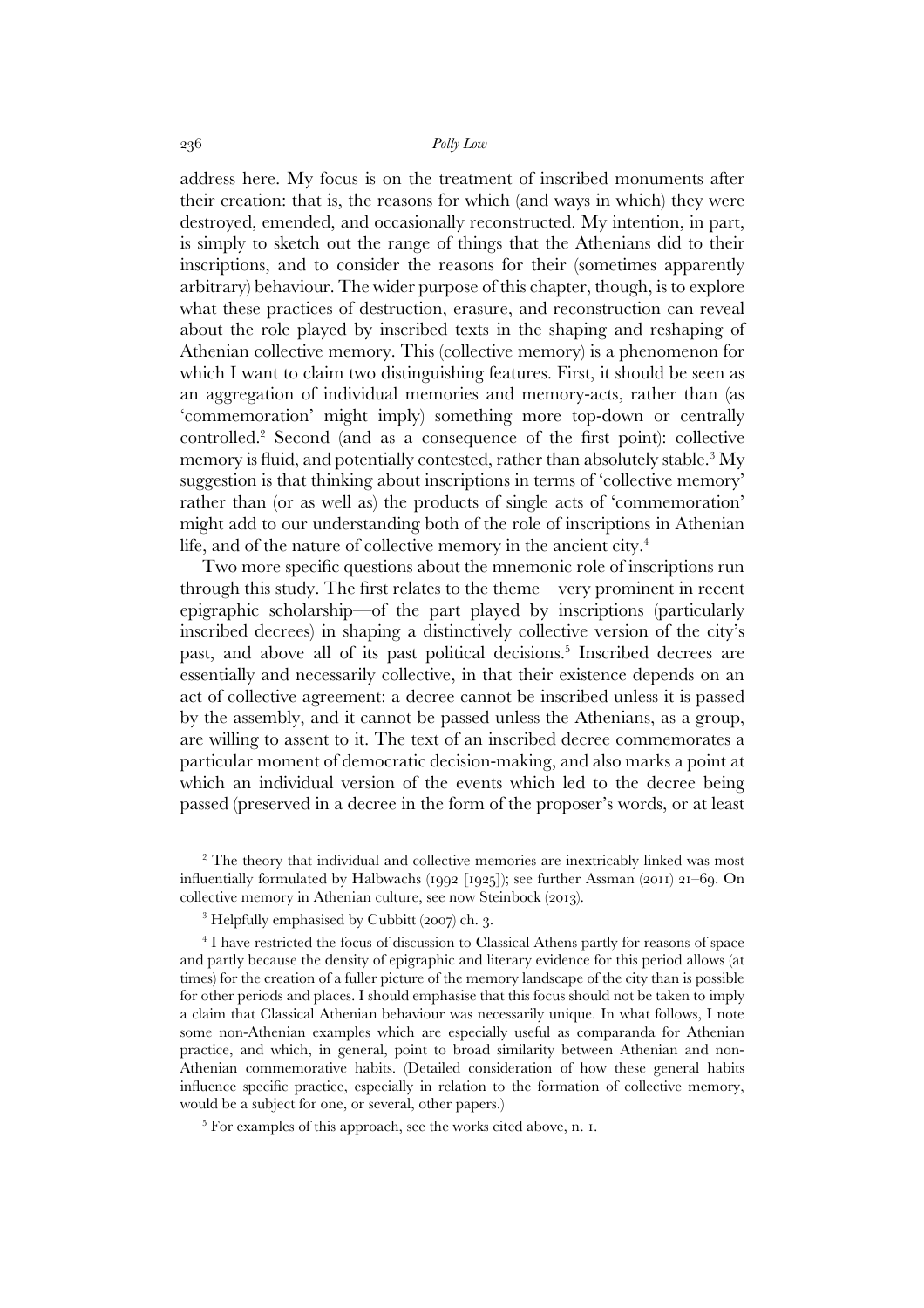address here. My focus is on the treatment of inscribed monuments after their creation: that is, the reasons for which (and ways in which) they were destroyed, emended, and occasionally reconstructed. My intention, in part, is simply to sketch out the range of things that the Athenians did to their inscriptions, and to consider the reasons for their (sometimes apparently arbitrary) behaviour. The wider purpose of this chapter, though, is to explore what these practices of destruction, erasure, and reconstruction can reveal about the role played by inscribed texts in the shaping and reshaping of Athenian collective memory. This (collective memory) is a phenomenon for which I want to claim two distinguishing features. First, it should be seen as an aggregation of individual memories and memory-acts, rather than (as 'commemoration' might imply) something more top-down or centrally controlled.[2] Second (and as a consequence of the first point): collective memory is fluid, and potentially contested, rather than absolutely stable.[3] My suggestion is that thinking about inscriptions in terms of 'collective memory' rather than (or as well as) the products of single acts of 'commemoration' might add to our understanding both of the role of inscriptions in Athenian life, and of the nature of collective memory in the ancient city.[4]

Two more specific questions about the mnemonic role of inscriptions run through this study. The first relates to the theme—very prominent in recent epigraphic scholarship—of the part played by inscriptions (particularly inscribed decrees) in shaping a distinctively collective version of the city's past, and above all of its past political decisions.[5] Inscribed decrees are essentially and necessarily collective, in that their existence depends on an act of collective agreement: a decree cannot be inscribed unless it is passed by the assembly, and it cannot be passed unless the Athenians, as a group, are willing to assent to it. The text of an inscribed decree commemorates a particular moment of democratic decision-making, and also marks a point at which an individual version of the events which led to the decree being passed (preserved in a decree in the form of the proposer's words, or at least

[2] The theory that individual and collective memories are inextricably linked was most influentially formulated by Halbwachs (1992 [1925]); see further Assman (2011) 21–69. On collective memory in Athenian culture, see now Steinbock (2013).

[3] Helpfully emphasised by Cubbitt (2007) ch. 3.

[4] I have restricted the focus of discussion to Classical Athens partly for reasons of space and partly because the density of epigraphic and literary evidence for this period allows (at times) for the creation of a fuller picture of the memory landscape of the city than is possible for other periods and places. I should emphasise that this focus should not be taken to imply a claim that Classical Athenian behaviour was necessarily unique. In what follows, I note some non-Athenian examples which are especially useful as comparanda for Athenian practice, and which, in general, point to broad similarity between Athenian and non-Athenian commemorative habits. (Detailed consideration of how these general habits influence specific practice, especially in relation to the formation of collective memory, would be a subject for one, or several, other papers.)

[5] For examples of this approach, see the works cited above, n. 1.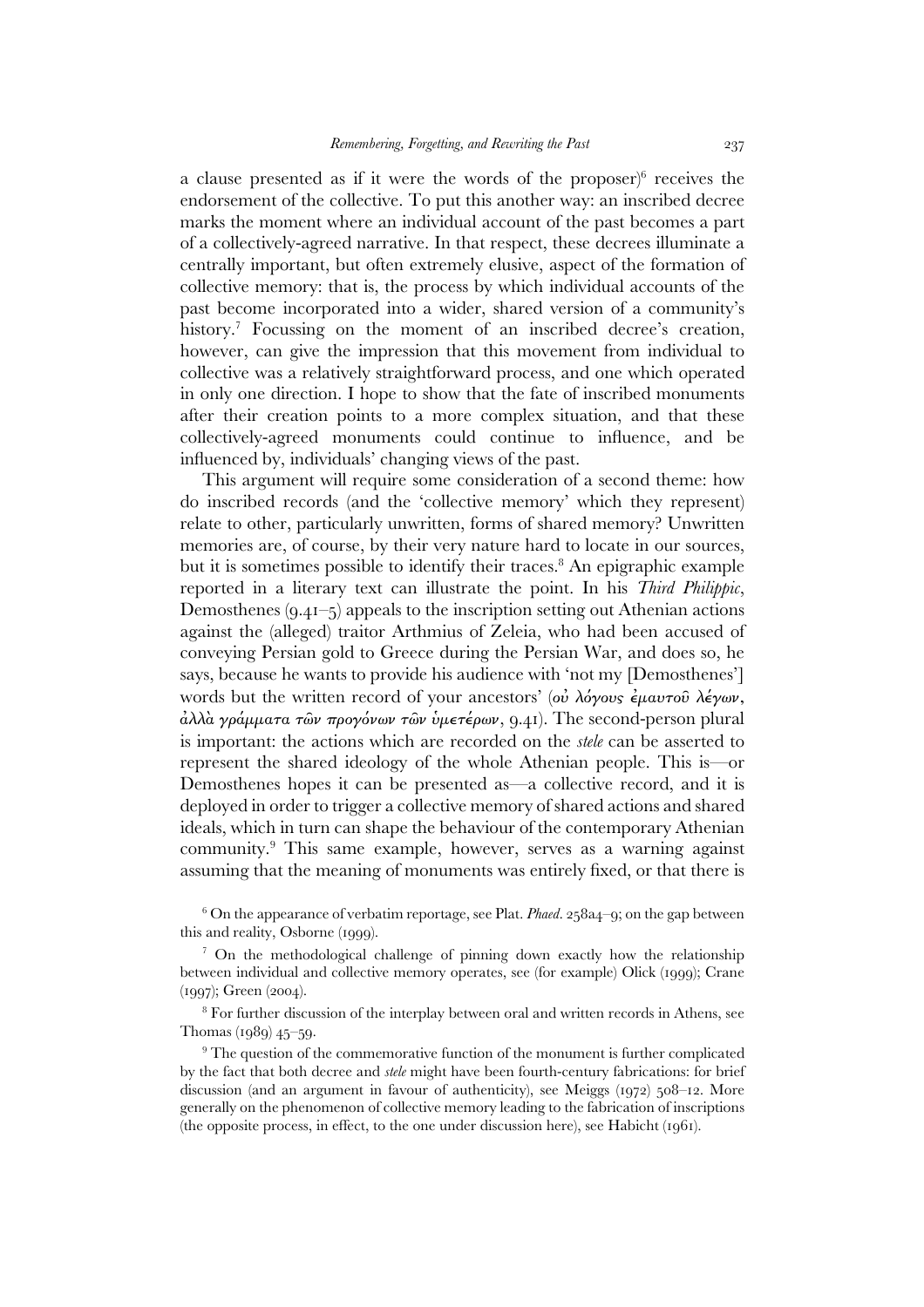a clause presented as if it were the words of the proposer)[6] receives the endorsement of the collective. To put this another way: an inscribed decree marks the moment where an individual account of the past becomes a part of a collectively-agreed narrative. In that respect, these decrees illuminate a centrally important, but often extremely elusive, aspect of the formation of collective memory: that is, the process by which individual accounts of the past become incorporated into a wider, shared version of a community's history.[7] Focussing on the moment of an inscribed decree's creation, however, can give the impression that this movement from individual to collective was a relatively straightforward process, and one which operated in only one direction. I hope to show that the fate of inscribed monuments after their creation points to a more complex situation, and that these collectively-agreed monuments could continue to influence, and be influenced by, individuals' changing views of the past.

This argument will require some consideration of a second theme: how do inscribed records (and the 'collective memory' which they represent) relate to other, particularly unwritten, forms of shared memory? Unwritten memories are, of course, by their very nature hard to locate in our sources, but it is sometimes possible to identify their traces.[8] An epigraphic example reported in a literary text can illustrate the point. In his *Third Philippic*, Demosthenes (9.41–5) appeals to the inscription setting out Athenian actions against the (alleged) traitor Arthmius of Zeleia, who had been accused of conveying Persian gold to Greece during the Persian War, and does so, he says, because he wants to provide his audience with 'not my [Demosthenes'] words but the written record of your ancestors' (*οὐ λόγους ἐμαυτοῦ λέγων, ἀλλὰ γράμματα τῶν προγόνων τῶν ὑμετέρων*, 9.41). The second-person plural is important: the actions which are recorded on the *stele* can be asserted to represent the shared ideology of the whole Athenian people. This is—or Demosthenes hopes it can be presented as—a collective record, and it is deployed in order to trigger a collective memory of shared actions and shared ideals, which in turn can shape the behaviour of the contemporary Athenian community.[9] This same example, however, serves as a warning against assuming that the meaning of monuments was entirely fixed, or that there is

[6] On the appearance of verbatim reportage, see Plat. *Phaed*. 258a4–9; on the gap between this and reality, Osborne (1999).

[7] On the methodological challenge of pinning down exactly how the relationship between individual and collective memory operates, see (for example) Olick (1999); Crane (1997); Green (2004).

[8] For further discussion of the interplay between oral and written records in Athens, see Thomas (1989) 45–59.

[9] The question of the commemorative function of the monument is further complicated by the fact that both decree and *stele* might have been fourth-century fabrications: for brief discussion (and an argument in favour of authenticity), see Meiggs (1972) 508–12. More generally on the phenomenon of collective memory leading to the fabrication of inscriptions (the opposite process, in effect, to the one under discussion here), see Habicht (1961).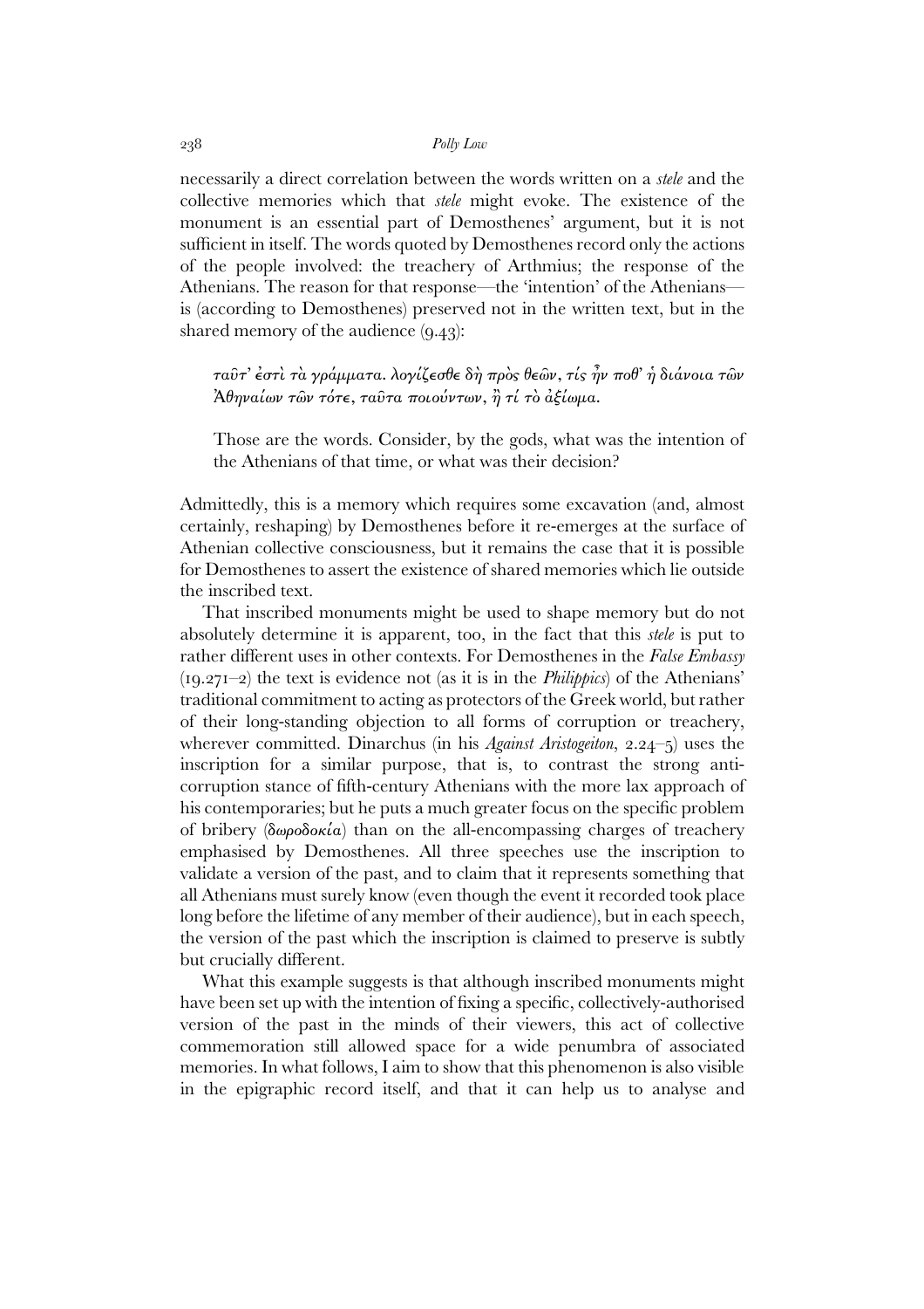necessarily a direct correlation between the words written on a *stele* and the collective memories which that *stele* might evoke. The existence of the monument is an essential part of Demosthenes' argument, but it is not sufficient in itself. The words quoted by Demosthenes record only the actions of the people involved: the treachery of Arthmius; the response of the Athenians. The reason for that response—the 'intention' of the Athenians—is (according to Demosthenes) preserved not in the written text, but in the shared memory of the audience (9.43):

> ταῦτ' ἐστὶ τὰ γράμματα. λογίζεσθε δὴ πρὸς θεῶν, τίς ἦν ποθ' ἡ διάνοια τῶν Ἀθηναίων τῶν τότε, ταῦτα ποιούντων, ἢ τί τὸ ἀξίωμα.
>
> Those are the words. Consider, by the gods, what was the intention of the Athenians of that time, or what was their decision?

Admittedly, this is a memory which requires some excavation (and, almost certainly, reshaping) by Demosthenes before it re-emerges at the surface of Athenian collective consciousness, but it remains the case that it is possible for Demosthenes to assert the existence of shared memories which lie outside the inscribed text.

That inscribed monuments might be used to shape memory but do not absolutely determine it is apparent, too, in the fact that this *stele* is put to rather different uses in other contexts. For Demosthenes in the *False Embassy* (19.271–2) the text is evidence not (as it is in the *Philippics*) of the Athenians' traditional commitment to acting as protectors of the Greek world, but rather of their long-standing objection to all forms of corruption or treachery, wherever committed. Dinarchus (in his *Against Aristogeiton*, 2.24–5) uses the inscription for a similar purpose, that is, to contrast the strong anti-corruption stance of fifth-century Athenians with the more lax approach of his contemporaries; but he puts a much greater focus on the specific problem of bribery (δωροδοκία) than on the all-encompassing charges of treachery emphasised by Demosthenes. All three speeches use the inscription to validate a version of the past, and to claim that it represents something that all Athenians must surely know (even though the event it recorded took place long before the lifetime of any member of their audience), but in each speech, the version of the past which the inscription is claimed to preserve is subtly but crucially different.

What this example suggests is that although inscribed monuments might have been set up with the intention of fixing a specific, collectively-authorised version of the past in the minds of their viewers, this act of collective commemoration still allowed space for a wide penumbra of associated memories. In what follows, I aim to show that this phenomenon is also visible in the epigraphic record itself, and that it can help us to analyse and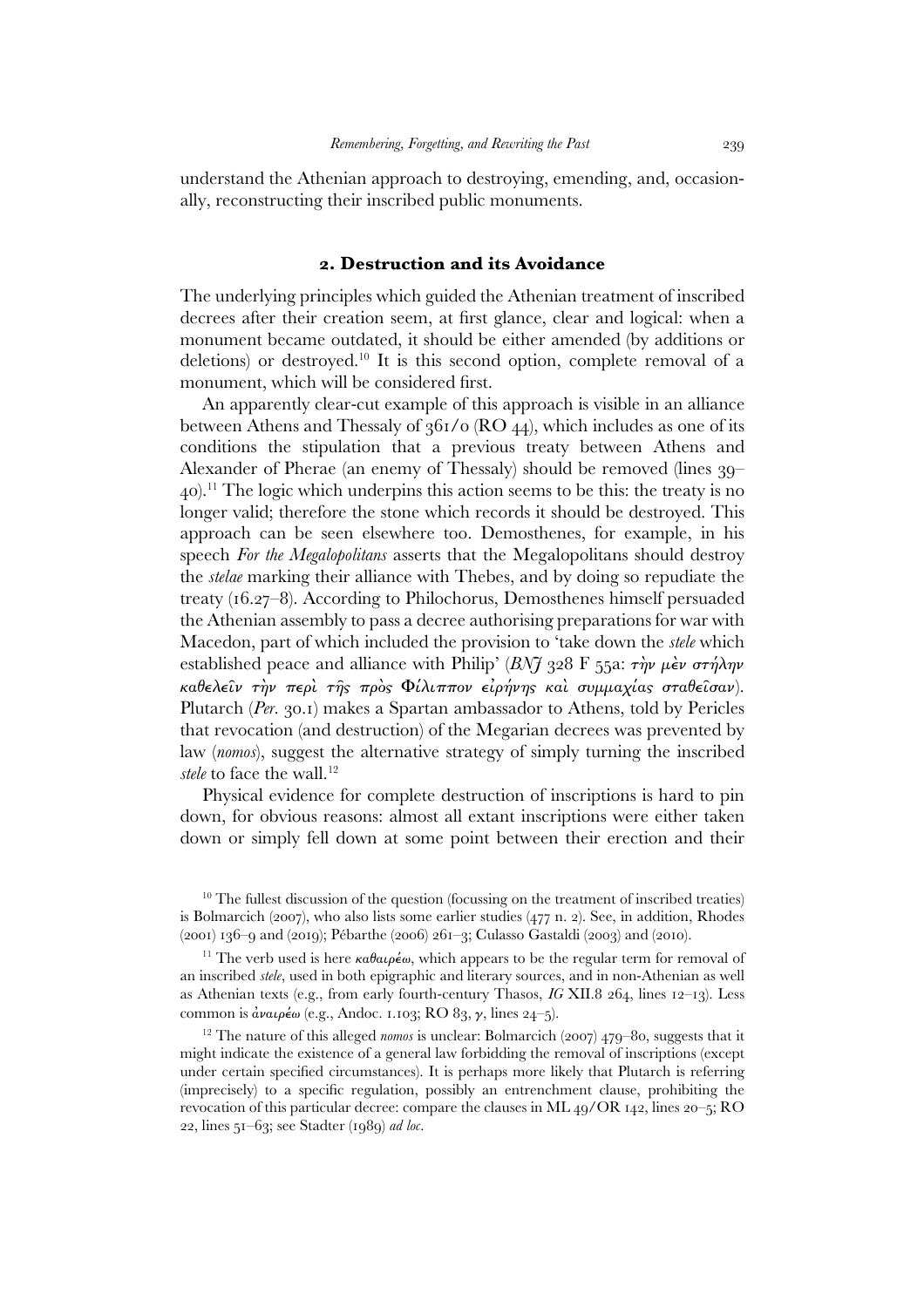understand the Athenian approach to destroying, emending, and, occasionally, reconstructing their inscribed public monuments.

## 2. Destruction and its Avoidance

The underlying principles which guided the Athenian treatment of inscribed decrees after their creation seem, at first glance, clear and logical: when a monument became outdated, it should be either amended (by additions or deletions) or destroyed.[10] It is this second option, complete removal of a monument, which will be considered first.

An apparently clear-cut example of this approach is visible in an alliance between Athens and Thessaly of 361/0 (RO 44), which includes as one of its conditions the stipulation that a previous treaty between Athens and Alexander of Pherae (an enemy of Thessaly) should be removed (lines 39–40).[11] The logic which underpins this action seems to be this: the treaty is no longer valid; therefore the stone which records it should be destroyed. This approach can be seen elsewhere too. Demosthenes, for example, in his speech *For the Megalopolitans* asserts that the Megalopolitans should destroy the *stelae* marking their alliance with Thebes, and by doing so repudiate the treaty (16.27–8). According to Philochorus, Demosthenes himself persuaded the Athenian assembly to pass a decree authorising preparations for war with Macedon, part of which included the provision to 'take down the *stele* which established peace and alliance with Philip' (*BNJ* 328 F 55a: *τὴν μὲν στήλην καθελεῖν τὴν περὶ τῆς πρὸς Φίλιππον εἰρήνης καὶ συμμαχίας σταθεῖσαν*). Plutarch (*Per.* 30.1) makes a Spartan ambassador to Athens, told by Pericles that revocation (and destruction) of the Megarian decrees was prevented by law (*nomos*), suggest the alternative strategy of simply turning the inscribed *stele* to face the wall.[12]

Physical evidence for complete destruction of inscriptions is hard to pin down, for obvious reasons: almost all extant inscriptions were either taken down or simply fell down at some point between their erection and their

[10] The fullest discussion of the question (focussing on the treatment of inscribed treaties) is Bolmarcich (2007), who also lists some earlier studies (477 n. 2). See, in addition, Rhodes (2001) 136–9 and (2019); Pébarthe (2006) 261–3; Culasso Gastaldi (2003) and (2010).

[11] The verb used is here *καθαιρέω*, which appears to be the regular term for removal of an inscribed *stele*, used in both epigraphic and literary sources, and in non-Athenian as well as Athenian texts (e.g., from early fourth-century Thasos, *IG* XII.8 264, lines 12–13). Less common is *ἀναιρέω* (e.g., Andoc. 1.103; RO 83, *γ*, lines 24–5).

[12] The nature of this alleged *nomos* is unclear: Bolmarcich (2007) 479–80, suggests that it might indicate the existence of a general law forbidding the removal of inscriptions (except under certain specified circumstances). It is perhaps more likely that Plutarch is referring (imprecisely) to a specific regulation, possibly an entrenchment clause, prohibiting the revocation of this particular decree: compare the clauses in ML 49/OR 142, lines 20–5; RO 22, lines 51–63; see Stadter (1989) *ad loc.*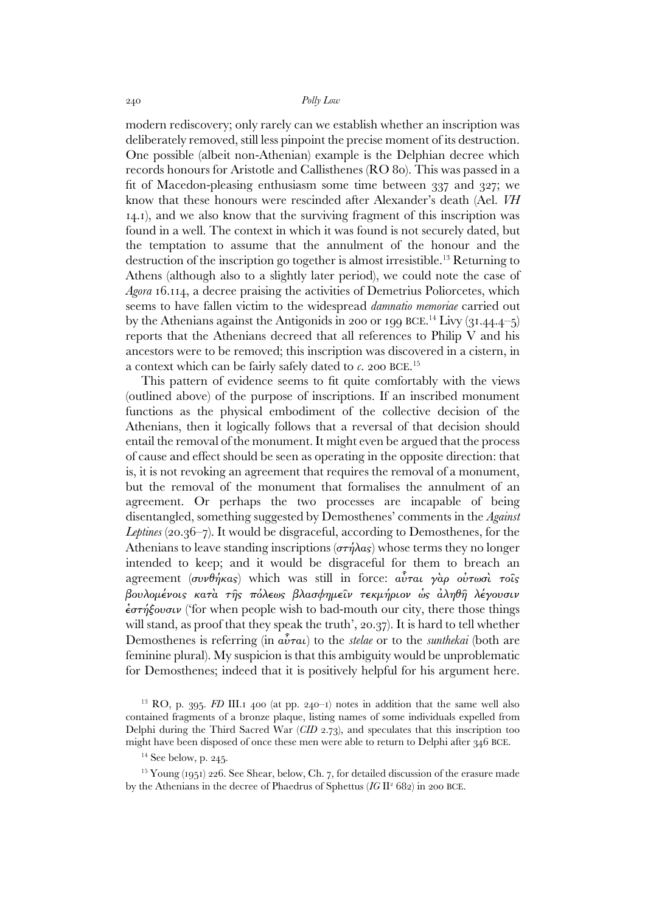modern rediscovery; only rarely can we establish whether an inscription was deliberately removed, still less pinpoint the precise moment of its destruction. One possible (albeit non-Athenian) example is the Delphian decree which records honours for Aristotle and Callisthenes (RO 80). This was passed in a fit of Macedon-pleasing enthusiasm some time between 337 and 327; we know that these honours were rescinded after Alexander's death (Ael. *VH* 14.1), and we also know that the surviving fragment of this inscription was found in a well. The context in which it was found is not securely dated, but the temptation to assume that the annulment of the honour and the destruction of the inscription go together is almost irresistible.[13] Returning to Athens (although also to a slightly later period), we could note the case of *Agora* 16.114, a decree praising the activities of Demetrius Poliorcetes, which seems to have fallen victim to the widespread *damnatio memoriae* carried out by the Athenians against the Antigonids in 200 or 199 BCE.[14] Livy (31.44.4–5) reports that the Athenians decreed that all references to Philip V and his ancestors were to be removed; this inscription was discovered in a cistern, in a context which can be fairly safely dated to *c.* 200 BCE.[15]

This pattern of evidence seems to fit quite comfortably with the views (outlined above) of the purpose of inscriptions. If an inscribed monument functions as the physical embodiment of the collective decision of the Athenians, then it logically follows that a reversal of that decision should entail the removal of the monument. It might even be argued that the process of cause and effect should be seen as operating in the opposite direction: that is, it is not revoking an agreement that requires the removal of a monument, but the removal of the monument that formalises the annulment of an agreement. Or perhaps the two processes are incapable of being disentangled, something suggested by Demosthenes' comments in the *Against Leptines* (20.36–7). It would be disgraceful, according to Demosthenes, for the Athenians to leave standing inscriptions (στήλας) whose terms they no longer intended to keep; and it would be disgraceful for them to breach an agreement (συνθήκας) which was still in force: αὗται γὰρ οὑτωσὶ τοῖς βουλομένοις κατὰ τῆς πόλεως βλασφημεῖν τεκμήριον ὡς ἀληθῆ λέγουσιν ἑστήξουσιν ('for when people wish to bad-mouth our city, there those things will stand, as proof that they speak the truth', 20.37). It is hard to tell whether Demosthenes is referring (in αὗται) to the *stelae* or to the *sunthekai* (both are feminine plural). My suspicion is that this ambiguity would be unproblematic for Demosthenes; indeed that it is positively helpful for his argument here.

[13] RO, p. 395. *FD* III.1 400 (at pp. 240–1) notes in addition that the same well also contained fragments of a bronze plaque, listing names of some individuals expelled from Delphi during the Third Sacred War (*CID* 2.73), and speculates that this inscription too might have been disposed of once these men were able to return to Delphi after 346 BCE.

[14] See below, p. 245.

[15] Young (1951) 226. See Shear, below, Ch. 7, for detailed discussion of the erasure made by the Athenians in the decree of Phaedrus of Sphettus (*IG* II² 682) in 200 BCE.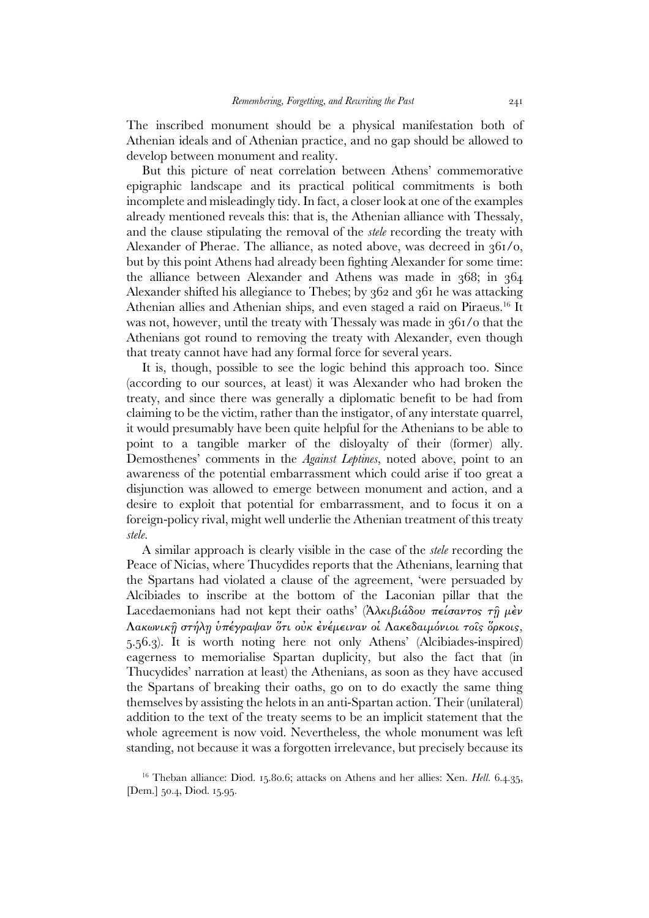The inscribed monument should be a physical manifestation both of Athenian ideals and of Athenian practice, and no gap should be allowed to develop between monument and reality.

But this picture of neat correlation between Athens' commemorative epigraphic landscape and its practical political commitments is both incomplete and misleadingly tidy. In fact, a closer look at one of the examples already mentioned reveals this: that is, the Athenian alliance with Thessaly, and the clause stipulating the removal of the *stele* recording the treaty with Alexander of Pherae. The alliance, as noted above, was decreed in 361/0, but by this point Athens had already been fighting Alexander for some time: the alliance between Alexander and Athens was made in 368; in 364 Alexander shifted his allegiance to Thebes; by 362 and 361 he was attacking Athenian allies and Athenian ships, and even staged a raid on Piraeus.[16] It was not, however, until the treaty with Thessaly was made in 361/0 that the Athenians got round to removing the treaty with Alexander, even though that treaty cannot have had any formal force for several years.

It is, though, possible to see the logic behind this approach too. Since (according to our sources, at least) it was Alexander who had broken the treaty, and since there was generally a diplomatic benefit to be had from claiming to be the victim, rather than the instigator, of any interstate quarrel, it would presumably have been quite helpful for the Athenians to be able to point to a tangible marker of the disloyalty of their (former) ally. Demosthenes' comments in the *Against Leptines*, noted above, point to an awareness of the potential embarrassment which could arise if too great a disjunction was allowed to emerge between monument and action, and a desire to exploit that potential for embarrassment, and to focus it on a foreign-policy rival, might well underlie the Athenian treatment of this treaty *stele*.

A similar approach is clearly visible in the case of the *stele* recording the Peace of Nicias, where Thucydides reports that the Athenians, learning that the Spartans had violated a clause of the agreement, 'were persuaded by Alcibiades to inscribe at the bottom of the Laconian pillar that the Lacedaemonians had not kept their oaths' (Ἀλκιβιάδου πείσαντος τῇ μὲν Λακωνικῇ στήλῃ ὑπέγραψαν ὅτι οὐκ ἐνέμειναν οἱ Λακεδαιμόνιοι τοῖς ὅρκοις, 5.56.3). It is worth noting here not only Athens' (Alcibiades-inspired) eagerness to memorialise Spartan duplicity, but also the fact that (in Thucydides' narration at least) the Athenians, as soon as they have accused the Spartans of breaking their oaths, go on to do exactly the same thing themselves by assisting the helots in an anti-Spartan action. Their (unilateral) addition to the text of the treaty seems to be an implicit statement that the whole agreement is now void. Nevertheless, the whole monument was left standing, not because it was a forgotten irrelevance, but precisely because its

[16] Theban alliance: Diod. 15.80.6; attacks on Athens and her allies: Xen. *Hell.* 6.4.35, [Dem.] 50.4, Diod. 15.95.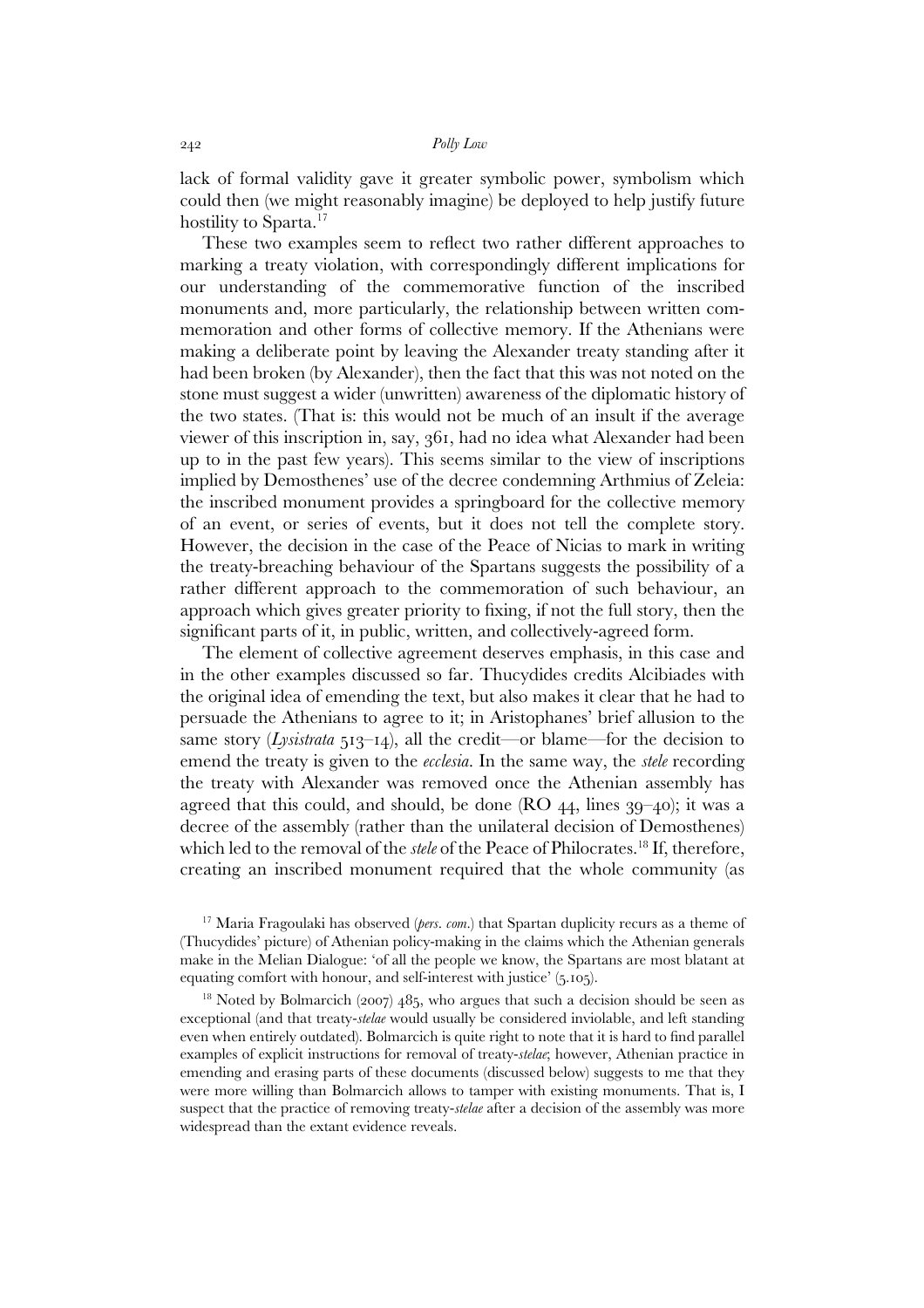lack of formal validity gave it greater symbolic power, symbolism which could then (we might reasonably imagine) be deployed to help justify future hostility to Sparta.[17]

These two examples seem to reflect two rather different approaches to marking a treaty violation, with correspondingly different implications for our understanding of the commemorative function of the inscribed monuments and, more particularly, the relationship between written commemoration and other forms of collective memory. If the Athenians were making a deliberate point by leaving the Alexander treaty standing after it had been broken (by Alexander), then the fact that this was not noted on the stone must suggest a wider (unwritten) awareness of the diplomatic history of the two states. (That is: this would not be much of an insult if the average viewer of this inscription in, say, 361, had no idea what Alexander had been up to in the past few years). This seems similar to the view of inscriptions implied by Demosthenes' use of the decree condemning Arthmius of Zeleia: the inscribed monument provides a springboard for the collective memory of an event, or series of events, but it does not tell the complete story. However, the decision in the case of the Peace of Nicias to mark in writing the treaty-breaching behaviour of the Spartans suggests the possibility of a rather different approach to the commemoration of such behaviour, an approach which gives greater priority to fixing, if not the full story, then the significant parts of it, in public, written, and collectively-agreed form.

The element of collective agreement deserves emphasis, in this case and in the other examples discussed so far. Thucydides credits Alcibiades with the original idea of emending the text, but also makes it clear that he had to persuade the Athenians to agree to it; in Aristophanes' brief allusion to the same story (*Lysistrata* 513–14), all the credit—or blame—for the decision to emend the treaty is given to the *ecclesia*. In the same way, the *stele* recording the treaty with Alexander was removed once the Athenian assembly has agreed that this could, and should, be done (RO 44, lines 39–40); it was a decree of the assembly (rather than the unilateral decision of Demosthenes) which led to the removal of the *stele* of the Peace of Philocrates.[18] If, therefore, creating an inscribed monument required that the whole community (as

[17] Maria Fragoulaki has observed (*pers. com.*) that Spartan duplicity recurs as a theme of (Thucydides' picture) of Athenian policy-making in the claims which the Athenian generals make in the Melian Dialogue: 'of all the people we know, the Spartans are most blatant at equating comfort with honour, and self-interest with justice' (5.105).

[18] Noted by Bolmarcich (2007) 485, who argues that such a decision should be seen as exceptional (and that treaty-*stelae* would usually be considered inviolable, and left standing even when entirely outdated). Bolmarcich is quite right to note that it is hard to find parallel examples of explicit instructions for removal of treaty-*stelae*; however, Athenian practice in emending and erasing parts of these documents (discussed below) suggests to me that they were more willing than Bolmarcich allows to tamper with existing monuments. That is, I suspect that the practice of removing treaty-*stelae* after a decision of the assembly was more widespread than the extant evidence reveals.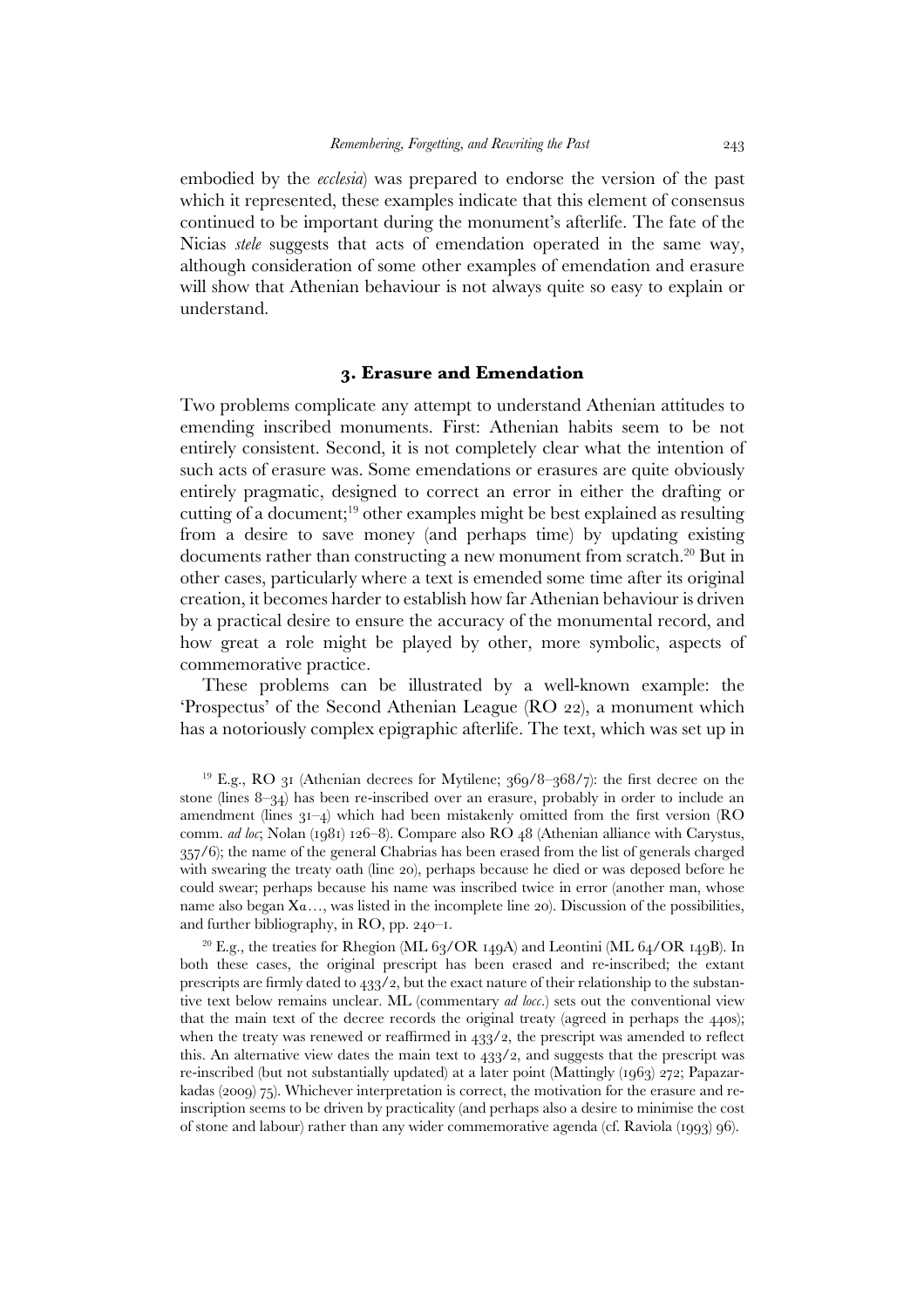embodied by the *ecclesia*) was prepared to endorse the version of the past which it represented, these examples indicate that this element of consensus continued to be important during the monument's afterlife. The fate of the Nicias *stele* suggests that acts of emendation operated in the same way, although consideration of some other examples of emendation and erasure will show that Athenian behaviour is not always quite so easy to explain or understand.

## 3. Erasure and Emendation

Two problems complicate any attempt to understand Athenian attitudes to emending inscribed monuments. First: Athenian habits seem to be not entirely consistent. Second, it is not completely clear what the intention of such acts of erasure was. Some emendations or erasures are quite obviously entirely pragmatic, designed to correct an error in either the drafting or cutting of a document;[19] other examples might be best explained as resulting from a desire to save money (and perhaps time) by updating existing documents rather than constructing a new monument from scratch.[20] But in other cases, particularly where a text is emended some time after its original creation, it becomes harder to establish how far Athenian behaviour is driven by a practical desire to ensure the accuracy of the monumental record, and how great a role might be played by other, more symbolic, aspects of commemorative practice.

These problems can be illustrated by a well-known example: the 'Prospectus' of the Second Athenian League (RO 22), a monument which has a notoriously complex epigraphic afterlife. The text, which was set up in

[19] E.g., RO 31 (Athenian decrees for Mytilene; 369/8–368/7): the first decree on the stone (lines 8–34) has been re-inscribed over an erasure, probably in order to include an amendment (lines 31–4) which had been mistakenly omitted from the first version (RO comm. *ad loc*; Nolan (1981) 126–8). Compare also RO 48 (Athenian alliance with Carystus, 357/6); the name of the general Chabrias has been erased from the list of generals charged with swearing the treaty oath (line 20), perhaps because he died or was deposed before he could swear; perhaps because his name was inscribed twice in error (another man, whose name also began Χα…, was listed in the incomplete line 20). Discussion of the possibilities, and further bibliography, in RO, pp. 240–1.

[20] E.g., the treaties for Rhegion (ML 63/OR 149A) and Leontini (ML 64/OR 149B). In both these cases, the original prescript has been erased and re-inscribed; the extant prescripts are firmly dated to 433/2, but the exact nature of their relationship to the substantive text below remains unclear. ML (commentary *ad locc*.) sets out the conventional view that the main text of the decree records the original treaty (agreed in perhaps the 440s); when the treaty was renewed or reaffirmed in 433/2, the prescript was amended to reflect this. An alternative view dates the main text to 433/2, and suggests that the prescript was re-inscribed (but not substantially updated) at a later point (Mattingly (1963) 272; Papazarkadas (2009) 75). Whichever interpretation is correct, the motivation for the erasure and re-inscription seems to be driven by practicality (and perhaps also a desire to minimise the cost of stone and labour) rather than any wider commemorative agenda (cf. Raviola (1993) 96).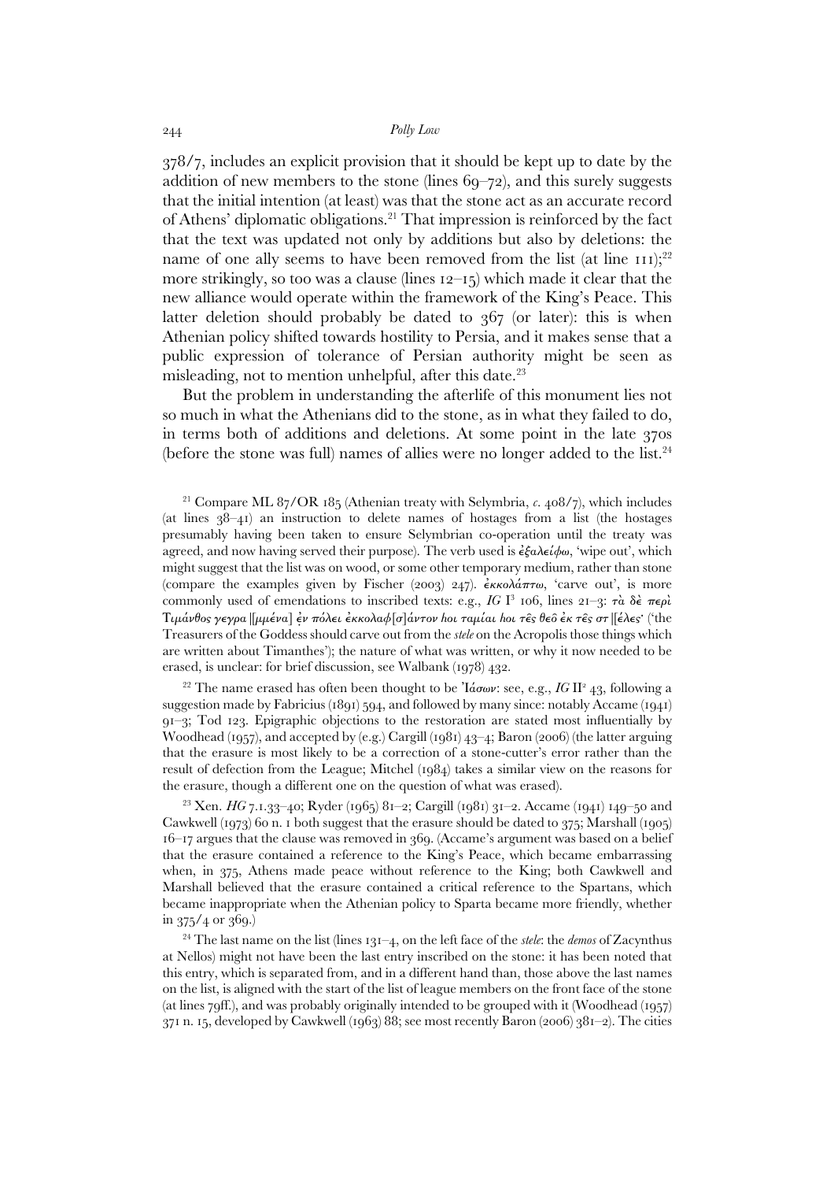378/7, includes an explicit provision that it should be kept up to date by the addition of new members to the stone (lines 69–72), and this surely suggests that the initial intention (at least) was that the stone act as an accurate record of Athens' diplomatic obligations.[21] That impression is reinforced by the fact that the text was updated not only by additions but also by deletions: the name of one ally seems to have been removed from the list (at line 111);[22] more strikingly, so too was a clause (lines 12–15) which made it clear that the new alliance would operate within the framework of the King's Peace. This latter deletion should probably be dated to 367 (or later): this is when Athenian policy shifted towards hostility to Persia, and it makes sense that a public expression of tolerance of Persian authority might be seen as misleading, not to mention unhelpful, after this date.[23]

But the problem in understanding the afterlife of this monument lies not so much in what the Athenians did to the stone, as in what they failed to do, in terms both of additions and deletions. At some point in the late 370s (before the stone was full) names of allies were no longer added to the list.[24]

[21] Compare ML 87/OR 185 (Athenian treaty with Selymbria, *c.* 408/7), which includes (at lines 38–41) an instruction to delete names of hostages from a list (the hostages presumably having been taken to ensure Selymbrian co-operation until the treaty was agreed, and now having served their purpose). The verb used is ἐξαλείφω, 'wipe out', which might suggest that the list was on wood, or some other temporary medium, rather than stone (compare the examples given by Fischer (2003) 247). ἐκκολάπτω, 'carve out', is more commonly used of emendations to inscribed texts: e.g., *IG* I[3] 106, lines 21–3: τὰ δὲ περὶ Τιμάνθος γεγρα[[μμένα]] ἐν πόλει ἐκκολαφ[σ]άντον hοι ταμίαι hοι τε͂ς θεο͂ ἐκ τε͂ς στ[[έλες· ('the Treasurers of the Goddess should carve out from the *stele* on the Acropolis those things which are written about Timanthes'); the nature of what was written, or why it now needed to be erased, is unclear: for brief discussion, see Walbank (1978) 432.

[22] The name erased has often been thought to be Ἰάσων: see, e.g., *IG* II[2] 43, following a suggestion made by Fabricius (1891) 594, and followed by many since: notably Accame (1941) 91–3; Tod 123. Epigraphic objections to the restoration are stated most influentially by Woodhead (1957), and accepted by (e.g.) Cargill (1981) 43–4; Baron (2006) (the latter arguing that the erasure is most likely to be a correction of a stone-cutter's error rather than the result of defection from the League; Mitchel (1984) takes a similar view on the reasons for the erasure, though a different one on the question of what was erased).

[23] Xen. *HG* 7.1.33–40; Ryder (1965) 81–2; Cargill (1981) 31–2. Accame (1941) 149–50 and Cawkwell (1973) 60 n. 1 both suggest that the erasure should be dated to 375; Marshall (1905) 16–17 argues that the clause was removed in 369. (Accame's argument was based on a belief that the erasure contained a reference to the King's Peace, which became embarrassing when, in 375, Athens made peace without reference to the King; both Cawkwell and Marshall believed that the erasure contained a critical reference to the Spartans, which became inappropriate when the Athenian policy to Sparta became more friendly, whether in 375/4 or 369.)

[24] The last name on the list (lines 131–4, on the left face of the *stele*: the *demos* of Zacynthus at Nellos) might not have been the last entry inscribed on the stone: it has been noted that this entry, which is separated from, and in a different hand than, those above the last names on the list, is aligned with the start of the list of league members on the front face of the stone (at lines 79ff.), and was probably originally intended to be grouped with it (Woodhead (1957) 371 n. 15, developed by Cawkwell (1963) 88; see most recently Baron (2006) 381–2). The cities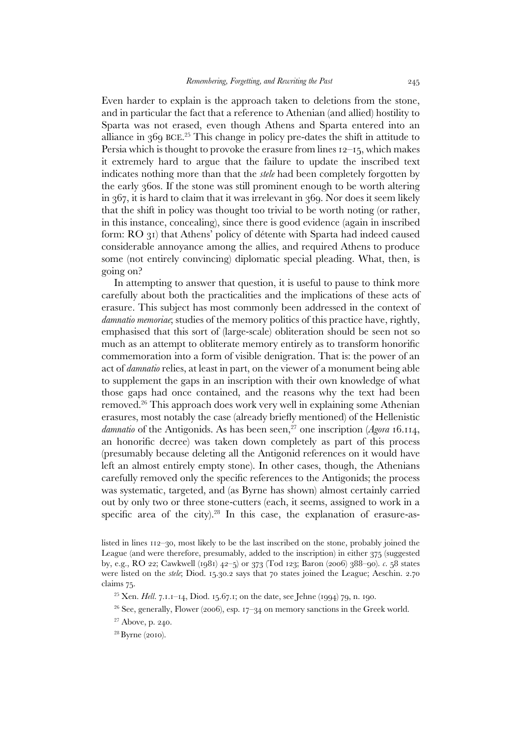Even harder to explain is the approach taken to deletions from the stone, and in particular the fact that a reference to Athenian (and allied) hostility to Sparta was not erased, even though Athens and Sparta entered into an alliance in 369 BCE.[25] This change in policy pre-dates the shift in attitude to Persia which is thought to provoke the erasure from lines 12–15, which makes it extremely hard to argue that the failure to update the inscribed text indicates nothing more than that the *stele* had been completely forgotten by the early 360s. If the stone was still prominent enough to be worth altering in 367, it is hard to claim that it was irrelevant in 369. Nor does it seem likely that the shift in policy was thought too trivial to be worth noting (or rather, in this instance, concealing), since there is good evidence (again in inscribed form: RO 31) that Athens' policy of détente with Sparta had indeed caused considerable annoyance among the allies, and required Athens to produce some (not entirely convincing) diplomatic special pleading. What, then, is going on?

In attempting to answer that question, it is useful to pause to think more carefully about both the practicalities and the implications of these acts of erasure. This subject has most commonly been addressed in the context of *damnatio memoriae*; studies of the memory politics of this practice have, rightly, emphasised that this sort of (large-scale) obliteration should be seen not so much as an attempt to obliterate memory entirely as to transform honorific commemoration into a form of visible denigration. That is: the power of an act of *damnatio* relies, at least in part, on the viewer of a monument being able to supplement the gaps in an inscription with their own knowledge of what those gaps had once contained, and the reasons why the text had been removed.[26] This approach does work very well in explaining some Athenian erasures, most notably the case (already briefly mentioned) of the Hellenistic *damnatio* of the Antigonids. As has been seen,[27] one inscription (*Agora* 16.114, an honorific decree) was taken down completely as part of this process (presumably because deleting all the Antigonid references on it would have left an almost entirely empty stone). In other cases, though, the Athenians carefully removed only the specific references to the Antigonids; the process was systematic, targeted, and (as Byrne has shown) almost certainly carried out by only two or three stone-cutters (each, it seems, assigned to work in a specific area of the city).[28] In this case, the explanation of erasure-as-

listed in lines 112–30, most likely to be the last inscribed on the stone, probably joined the League (and were therefore, presumably, added to the inscription) in either 375 (suggested by, e.g., RO 22; Cawkwell (1981) 42–5) or 373 (Tod 123; Baron (2006) 388–90). *c.* 58 states were listed on the *stele*; Diod. 15.30.2 says that 70 states joined the League; Aeschin. 2.70 claims 75.

[25] Xen. *Hell.* 7.1.1–14, Diod. 15.67.1; on the date, see Jehne (1994) 79, n. 190.

[26] See, generally, Flower (2006), esp. 17–34 on memory sanctions in the Greek world.

[27] Above, p. 240.

[28] Byrne (2010).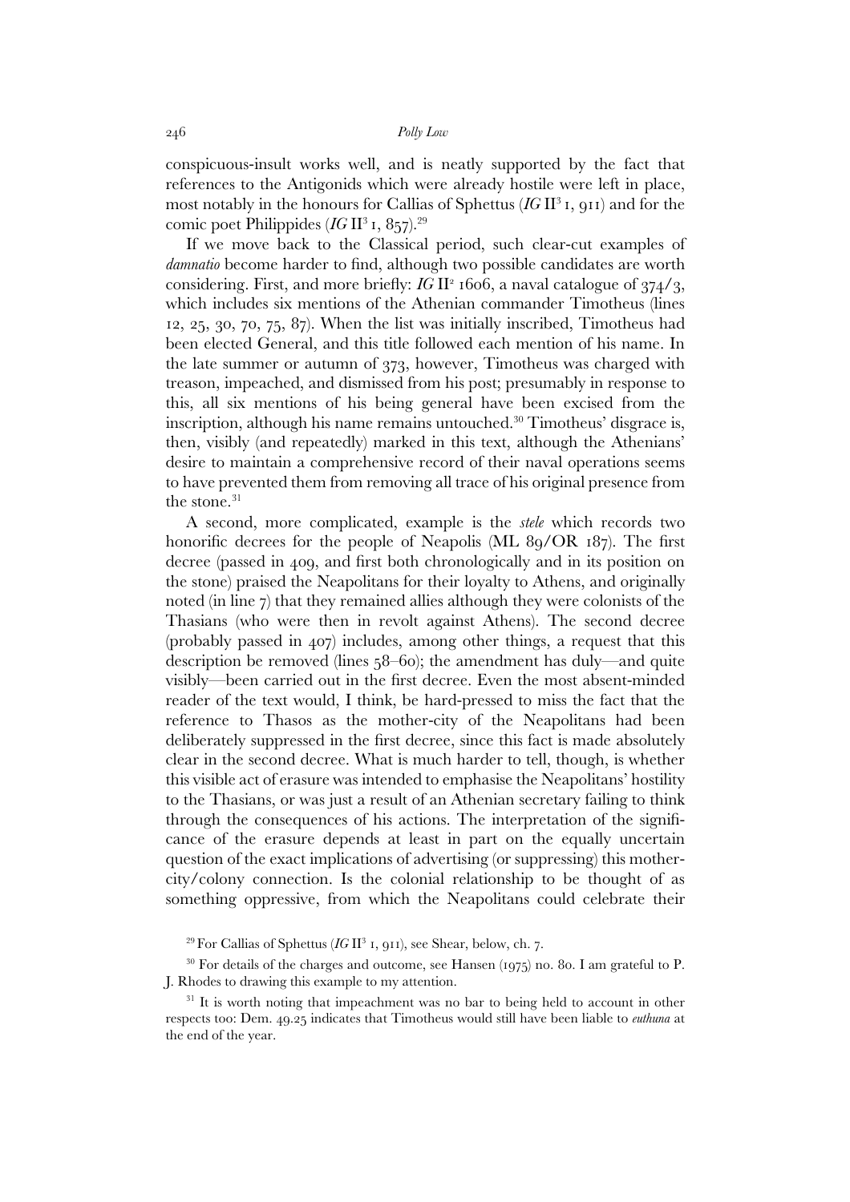conspicuous-insult works well, and is neatly supported by the fact that references to the Antigonids which were already hostile were left in place, most notably in the honours for Callias of Sphettus (*IG* II³ 1, 911) and for the comic poet Philippides (*IG* II³ 1, 857).[29]

If we move back to the Classical period, such clear-cut examples of *damnatio* become harder to find, although two possible candidates are worth considering. First, and more briefly: *IG* II² 1606, a naval catalogue of 374/3, which includes six mentions of the Athenian commander Timotheus (lines 12, 25, 30, 70, 75, 87). When the list was initially inscribed, Timotheus had been elected General, and this title followed each mention of his name. In the late summer or autumn of 373, however, Timotheus was charged with treason, impeached, and dismissed from his post; presumably in response to this, all six mentions of his being general have been excised from the inscription, although his name remains untouched.[30] Timotheus' disgrace is, then, visibly (and repeatedly) marked in this text, although the Athenians' desire to maintain a comprehensive record of their naval operations seems to have prevented them from removing all trace of his original presence from the stone.[31]

A second, more complicated, example is the *stele* which records two honorific decrees for the people of Neapolis (ML 89/OR 187). The first decree (passed in 409, and first both chronologically and in its position on the stone) praised the Neapolitans for their loyalty to Athens, and originally noted (in line 7) that they remained allies although they were colonists of the Thasians (who were then in revolt against Athens). The second decree (probably passed in 407) includes, among other things, a request that this description be removed (lines 58–60); the amendment has duly—and quite visibly—been carried out in the first decree. Even the most absent-minded reader of the text would, I think, be hard-pressed to miss the fact that the reference to Thasos as the mother-city of the Neapolitans had been deliberately suppressed in the first decree, since this fact is made absolutely clear in the second decree. What is much harder to tell, though, is whether this visible act of erasure was intended to emphasise the Neapolitans' hostility to the Thasians, or was just a result of an Athenian secretary failing to think through the consequences of his actions. The interpretation of the significance of the erasure depends at least in part on the equally uncertain question of the exact implications of advertising (or suppressing) this mother-city/colony connection. Is the colonial relationship to be thought of as something oppressive, from which the Neapolitans could celebrate their

[29] For Callias of Sphettus (*IG* II³ 1, 911), see Shear, below, ch. 7.

[30] For details of the charges and outcome, see Hansen (1975) no. 80. I am grateful to P. J. Rhodes to drawing this example to my attention.

[31] It is worth noting that impeachment was no bar to being held to account in other respects too: Dem. 49.25 indicates that Timotheus would still have been liable to *euthuna* at the end of the year.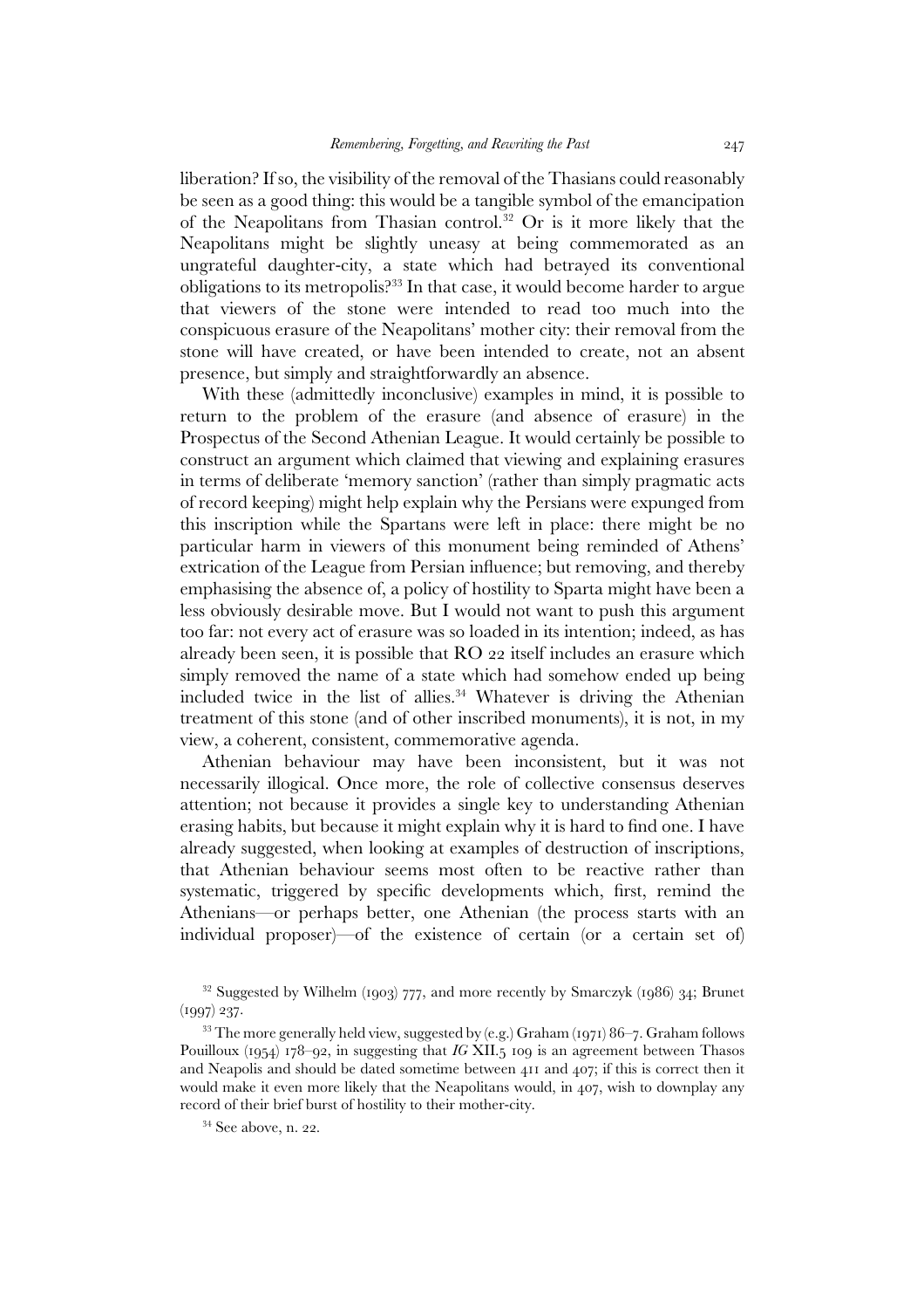liberation? If so, the visibility of the removal of the Thasians could reasonably be seen as a good thing: this would be a tangible symbol of the emancipation of the Neapolitans from Thasian control.[32] Or is it more likely that the Neapolitans might be slightly uneasy at being commemorated as an ungrateful daughter-city, a state which had betrayed its conventional obligations to its metropolis?[33] In that case, it would become harder to argue that viewers of the stone were intended to read too much into the conspicuous erasure of the Neapolitans' mother city: their removal from the stone will have created, or have been intended to create, not an absent presence, but simply and straightforwardly an absence.

With these (admittedly inconclusive) examples in mind, it is possible to return to the problem of the erasure (and absence of erasure) in the Prospectus of the Second Athenian League. It would certainly be possible to construct an argument which claimed that viewing and explaining erasures in terms of deliberate 'memory sanction' (rather than simply pragmatic acts of record keeping) might help explain why the Persians were expunged from this inscription while the Spartans were left in place: there might be no particular harm in viewers of this monument being reminded of Athens' extrication of the League from Persian influence; but removing, and thereby emphasising the absence of, a policy of hostility to Sparta might have been a less obviously desirable move. But I would not want to push this argument too far: not every act of erasure was so loaded in its intention; indeed, as has already been seen, it is possible that RO 22 itself includes an erasure which simply removed the name of a state which had somehow ended up being included twice in the list of allies.[34] Whatever is driving the Athenian treatment of this stone (and of other inscribed monuments), it is not, in my view, a coherent, consistent, commemorative agenda.

Athenian behaviour may have been inconsistent, but it was not necessarily illogical. Once more, the role of collective consensus deserves attention; not because it provides a single key to understanding Athenian erasing habits, but because it might explain why it is hard to find one. I have already suggested, when looking at examples of destruction of inscriptions, that Athenian behaviour seems most often to be reactive rather than systematic, triggered by specific developments which, first, remind the Athenians—or perhaps better, one Athenian (the process starts with an individual proposer)—of the existence of certain (or a certain set of)

---

[32] Suggested by Wilhelm (1903) 777, and more recently by Smarczyk (1986) 34; Brunet (1997) 237.

[33] The more generally held view, suggested by (e.g.) Graham (1971) 86–7. Graham follows Pouilloux (1954) 178–92, in suggesting that *IG* XII.5 109 is an agreement between Thasos and Neapolis and should be dated sometime between 411 and 407; if this is correct then it would make it even more likely that the Neapolitans would, in 407, wish to downplay any record of their brief burst of hostility to their mother-city.

[34] See above, n. 22.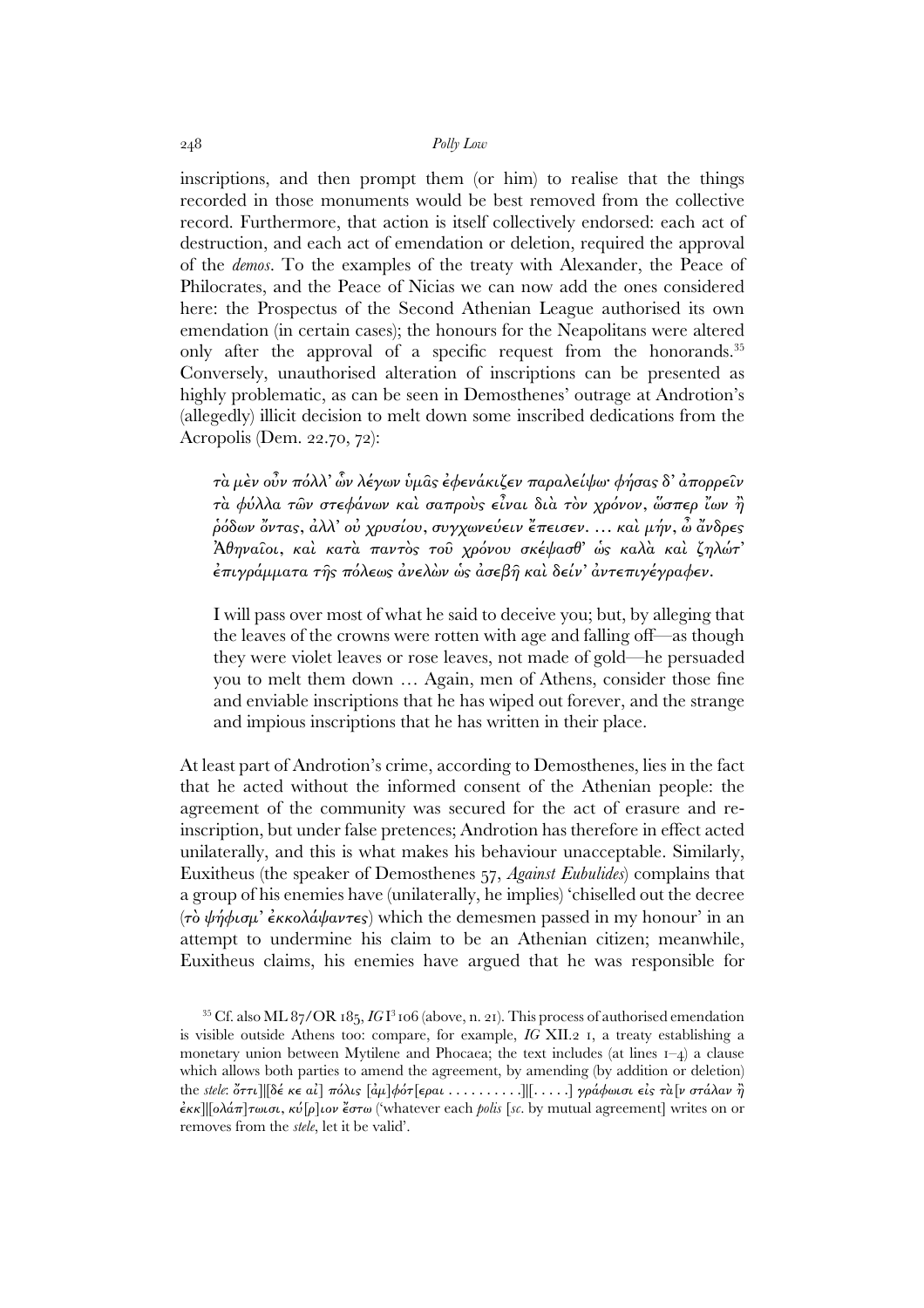inscriptions, and then prompt them (or him) to realise that the things recorded in those monuments would be best removed from the collective record. Furthermore, that action is itself collectively endorsed: each act of destruction, and each act of emendation or deletion, required the approval of the *demos*. To the examples of the treaty with Alexander, the Peace of Philocrates, and the Peace of Nicias we can now add the ones considered here: the Prospectus of the Second Athenian League authorised its own emendation (in certain cases); the honours for the Neapolitans were altered only after the approval of a specific request from the honorands.[35] Conversely, unauthorised alteration of inscriptions can be presented as highly problematic, as can be seen in Demosthenes' outrage at Androtion's (allegedly) illicit decision to melt down some inscribed dedications from the Acropolis (Dem. 22.70, 72):

> τὰ μὲν οὖν πόλλ' ὧν λέγων ὑμᾶς ἐφενάκιζεν παραλείψω· φήσας δ' ἀπορρεῖν τὰ φύλλα τῶν στεφάνων καὶ σαπροὺς εἶναι διὰ τὸν χρόνον, ὥσπερ ἴων ἢ ῥόδων ὄντας, ἀλλ' οὐ χρυσίου, συγχωνεύειν ἔπεισεν. … καὶ μήν, ὦ ἄνδρες Ἀθηναῖοι, καὶ κατὰ παντὸς τοῦ χρόνου σκέψασθ' ὡς καλὰ καὶ ζηλώτ' ἐπιγράμματα τῆς πόλεως ἀνελὼν ὡς ἀσεβῆ καὶ δείν' ἀντεπιγέγραφεν.
>
> I will pass over most of what he said to deceive you; but, by alleging that the leaves of the crowns were rotten with age and falling off—as though they were violet leaves or rose leaves, not made of gold—he persuaded you to melt them down … Again, men of Athens, consider those fine and enviable inscriptions that he has wiped out forever, and the strange and impious inscriptions that he has written in their place.

At least part of Androtion's crime, according to Demosthenes, lies in the fact that he acted without the informed consent of the Athenian people: the agreement of the community was secured for the act of erasure and re-inscription, but under false pretences; Androtion has therefore in effect acted unilaterally, and this is what makes his behaviour unacceptable. Similarly, Euxitheus (the speaker of Demosthenes 57, *Against Eubulides*) complains that a group of his enemies have (unilaterally, he implies) 'chiselled out the decree (τὸ ψήφισμ' ἐκκολάψαντες) which the demesmen passed in my honour' in an attempt to undermine his claim to be an Athenian citizen; meanwhile, Euxitheus claims, his enemies have argued that he was responsible for

[35] Cf. also ML 87/OR 185, *IG* I[3] 106 (above, n. 21). This process of authorised emendation is visible outside Athens too: compare, for example, *IG* XII.2 1, a treaty establishing a monetary union between Mytilene and Phocaea; the text includes (at lines 1–4) a clause which allows both parties to amend the agreement, by amending (by addition or deletion) the *stele*: ὄττι]|[δέ κε αἰ] πόλις [ἀμ]φότ[εραι . . . . . . . . . .]|[. . . . .] γράφωισι εἰς τὰ[ν στάλαν ἢ ἐκκ]|[ολάπ]τωισι, κύ[ρ]ιον ἔστω ('whatever each *polis* [*sc*. by mutual agreement] writes on or removes from the *stele*, let it be valid'.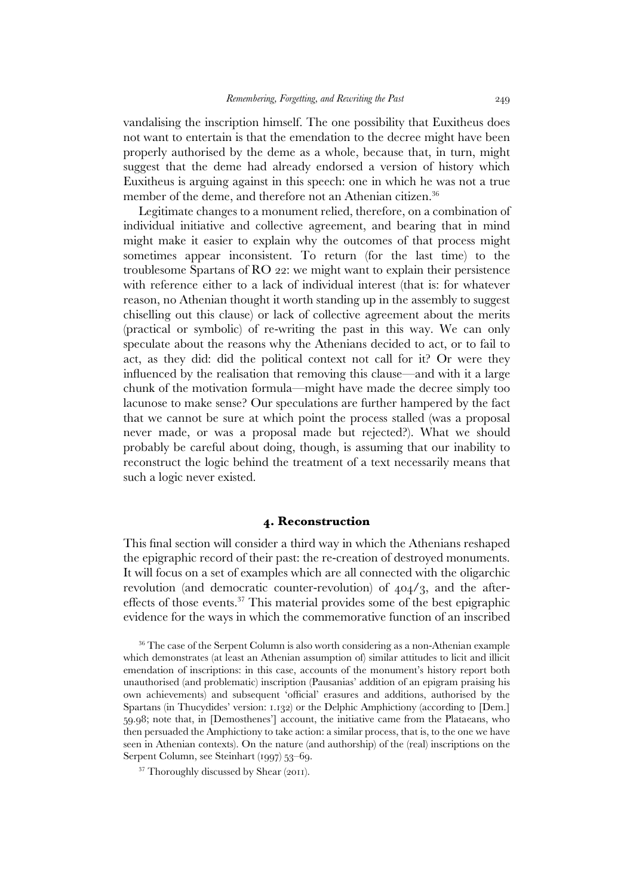vandalising the inscription himself. The one possibility that Euxitheus does not want to entertain is that the emendation to the decree might have been properly authorised by the deme as a whole, because that, in turn, might suggest that the deme had already endorsed a version of history which Euxitheus is arguing against in this speech: one in which he was not a true member of the deme, and therefore not an Athenian citizen.[36]

Legitimate changes to a monument relied, therefore, on a combination of individual initiative and collective agreement, and bearing that in mind might make it easier to explain why the outcomes of that process might sometimes appear inconsistent. To return (for the last time) to the troublesome Spartans of RO 22: we might want to explain their persistence with reference either to a lack of individual interest (that is: for whatever reason, no Athenian thought it worth standing up in the assembly to suggest chiselling out this clause) or lack of collective agreement about the merits (practical or symbolic) of re-writing the past in this way. We can only speculate about the reasons why the Athenians decided to act, or to fail to act, as they did: did the political context not call for it? Or were they influenced by the realisation that removing this clause—and with it a large chunk of the motivation formula—might have made the decree simply too lacunose to make sense? Our speculations are further hampered by the fact that we cannot be sure at which point the process stalled (was a proposal never made, or was a proposal made but rejected?). What we should probably be careful about doing, though, is assuming that our inability to reconstruct the logic behind the treatment of a text necessarily means that such a logic never existed.

## 4. Reconstruction

This final section will consider a third way in which the Athenians reshaped the epigraphic record of their past: the re-creation of destroyed monuments. It will focus on a set of examples which are all connected with the oligarchic revolution (and democratic counter-revolution) of 404/3, and the after-effects of those events.[37] This material provides some of the best epigraphic evidence for the ways in which the commemorative function of an inscribed

[36] The case of the Serpent Column is also worth considering as a non-Athenian example which demonstrates (at least an Athenian assumption of) similar attitudes to licit and illicit emendation of inscriptions: in this case, accounts of the monument's history report both unauthorised (and problematic) inscription (Pausanias' addition of an epigram praising his own achievements) and subsequent 'official' erasures and additions, authorised by the Spartans (in Thucydides' version: 1.132) or the Delphic Amphictiony (according to [Dem.] 59.98; note that, in [Demosthenes'] account, the initiative came from the Plataeans, who then persuaded the Amphictiony to take action: a similar process, that is, to the one we have seen in Athenian contexts). On the nature (and authorship) of the (real) inscriptions on the Serpent Column, see Steinhart (1997) 53–69.

[37] Thoroughly discussed by Shear (2011).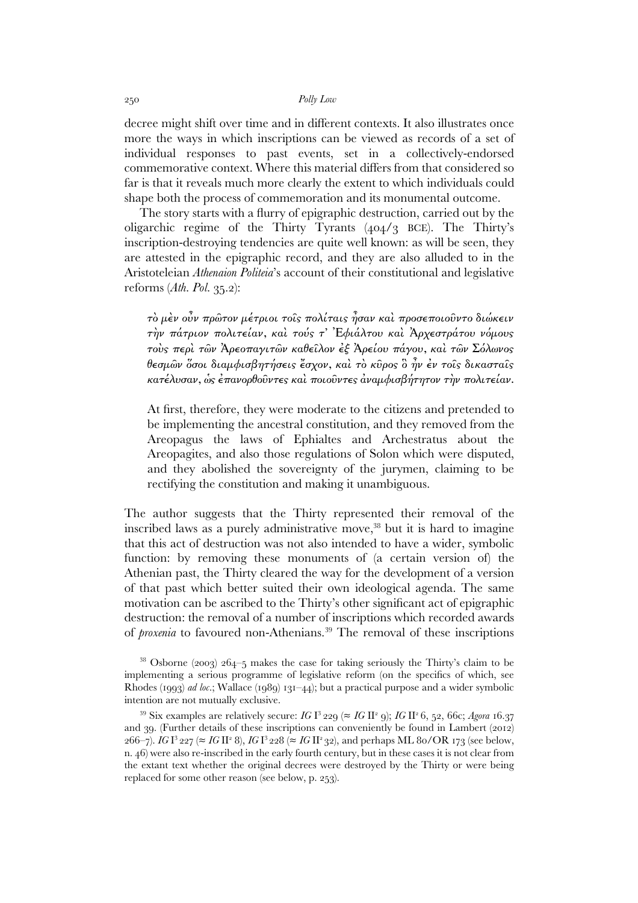decree might shift over time and in different contexts. It also illustrates once more the ways in which inscriptions can be viewed as records of a set of individual responses to past events, set in a collectively-endorsed commemorative context. Where this material differs from that considered so far is that it reveals much more clearly the extent to which individuals could shape both the process of commemoration and its monumental outcome.

The story starts with a flurry of epigraphic destruction, carried out by the oligarchic regime of the Thirty Tyrants (404/3 BCE). The Thirty's inscription-destroying tendencies are quite well known: as will be seen, they are attested in the epigraphic record, and they are also alluded to in the Aristoteleian *Athenaion Politeia*'s account of their constitutional and legislative reforms (*Ath. Pol.* 35.2):

> τὸ μὲν οὖν πρῶτον μέτριοι τοῖς πολίταις ἦσαν καὶ προσεποιοῦντο διώκειν τὴν πάτριον πολιτείαν, καὶ τούς τ' Ἐφιάλτου καὶ Ἀρχεστράτου νόμους τοὺς περὶ τῶν Ἀρεοπαγιτῶν καθεῖλον ἐξ Ἀρείου πάγου, καὶ τῶν Σόλωνος θεσμῶν ὅσοι διαμφισβητήσεις ἔσχον, καὶ τὸ κῦρος ὃ ἦν ἐν τοῖς δικασταῖς κατέλυσαν, ὡς ἐπανορθοῦντες καὶ ποιοῦντες ἀναμφισβήτητον τὴν πολιτείαν.
>
> At first, therefore, they were moderate to the citizens and pretended to be implementing the ancestral constitution, and they removed from the Areopagus the laws of Ephialtes and Archestratus about the Areopagites, and also those regulations of Solon which were disputed, and they abolished the sovereignty of the jurymen, claiming to be rectifying the constitution and making it unambiguous.

The author suggests that the Thirty represented their removal of the inscribed laws as a purely administrative move,[38] but it is hard to imagine that this act of destruction was not also intended to have a wider, symbolic function: by removing these monuments of (a certain version of) the Athenian past, the Thirty cleared the way for the development of a version of that past which better suited their own ideological agenda. The same motivation can be ascribed to the Thirty's other significant act of epigraphic destruction: the removal of a number of inscriptions which recorded awards of *proxenia* to favoured non-Athenians.[39] The removal of these inscriptions

[38] Osborne (2003) 264–5 makes the case for taking seriously the Thirty's claim to be implementing a serious programme of legislative reform (on the specifics of which, see Rhodes (1993) *ad loc.*; Wallace (1989) 131–44); but a practical purpose and a wider symbolic intention are not mutually exclusive.

[39] Six examples are relatively secure: *IG* I³ 229 (≈ *IG* II² 9); *IG* II² 6, 52, 66c; *Agora* 16.37 and 39. (Further details of these inscriptions can conveniently be found in Lambert (2012) 266–7). *IG* I³ 227 (≈ *IG* II² 8), *IG* I³ 228 (≈ *IG* II² 32), and perhaps ML 80/OR 173 (see below, n. 46) were also re-inscribed in the early fourth century, but in these cases it is not clear from the extant text whether the original decrees were destroyed by the Thirty or were being replaced for some other reason (see below, p. 253).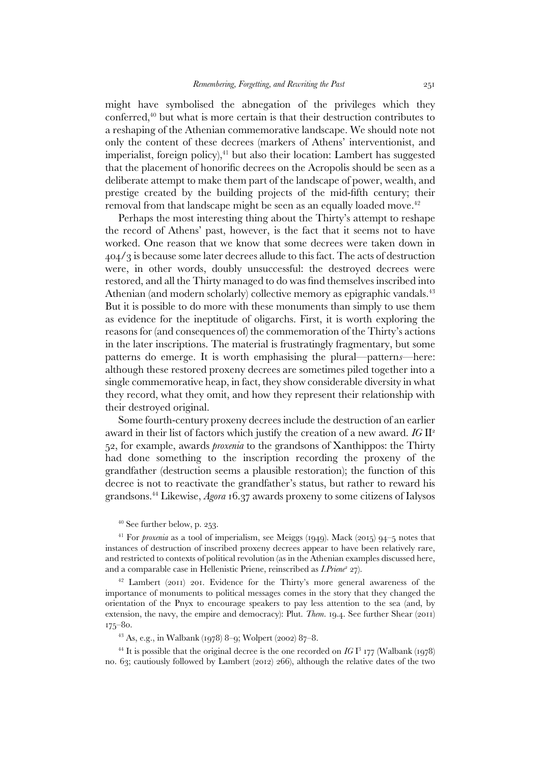might have symbolised the abnegation of the privileges which they conferred,[40] but what is more certain is that their destruction contributes to a reshaping of the Athenian commemorative landscape. We should note not only the content of these decrees (markers of Athens' interventionist, and imperialist, foreign policy),[41] but also their location: Lambert has suggested that the placement of honorific decrees on the Acropolis should be seen as a deliberate attempt to make them part of the landscape of power, wealth, and prestige created by the building projects of the mid-fifth century; their removal from that landscape might be seen as an equally loaded move.[42]

Perhaps the most interesting thing about the Thirty's attempt to reshape the record of Athens' past, however, is the fact that it seems not to have worked. One reason that we know that some decrees were taken down in 404/3 is because some later decrees allude to this fact. The acts of destruction were, in other words, doubly unsuccessful: the destroyed decrees were restored, and all the Thirty managed to do was find themselves inscribed into Athenian (and modern scholarly) collective memory as epigraphic vandals.[43] But it is possible to do more with these monuments than simply to use them as evidence for the ineptitude of oligarchs. First, it is worth exploring the reasons for (and consequences of) the commemoration of the Thirty's actions in the later inscriptions. The material is frustratingly fragmentary, but some patterns do emerge. It is worth emphasising the plural—pattern*s*—here: although these restored proxeny decrees are sometimes piled together into a single commemorative heap, in fact, they show considerable diversity in what they record, what they omit, and how they represent their relationship with their destroyed original.

Some fourth-century proxeny decrees include the destruction of an earlier award in their list of factors which justify the creation of a new award. *IG* II² 52, for example, awards *proxenia* to the grandsons of Xanthippos: the Thirty had done something to the inscription recording the proxeny of the grandfather (destruction seems a plausible restoration); the function of this decree is not to reactivate the grandfather's status, but rather to reward his grandsons.[44] Likewise, *Agora* 16.37 awards proxeny to some citizens of Ialysos

---

[40] See further below, p. 253.

[41] For *proxenia* as a tool of imperialism, see Meiggs (1949). Mack (2015) 94–5 notes that instances of destruction of inscribed proxeny decrees appear to have been relatively rare, and restricted to contexts of political revolution (as in the Athenian examples discussed here, and a comparable case in Hellenistic Priene, reinscribed as *I.Priene*² 27).

[42] Lambert (2011) 201. Evidence for the Thirty's more general awareness of the importance of monuments to political messages comes in the story that they changed the orientation of the Pnyx to encourage speakers to pay less attention to the sea (and, by extension, the navy, the empire and democracy): Plut. *Them.* 19.4. See further Shear (2011) 175–80.

[43] As, e.g., in Walbank (1978) 8–9; Wolpert (2002) 87–8.

[44] It is possible that the original decree is the one recorded on *IG* I³ 177 (Walbank (1978) no. 63; cautiously followed by Lambert (2012) 266), although the relative dates of the two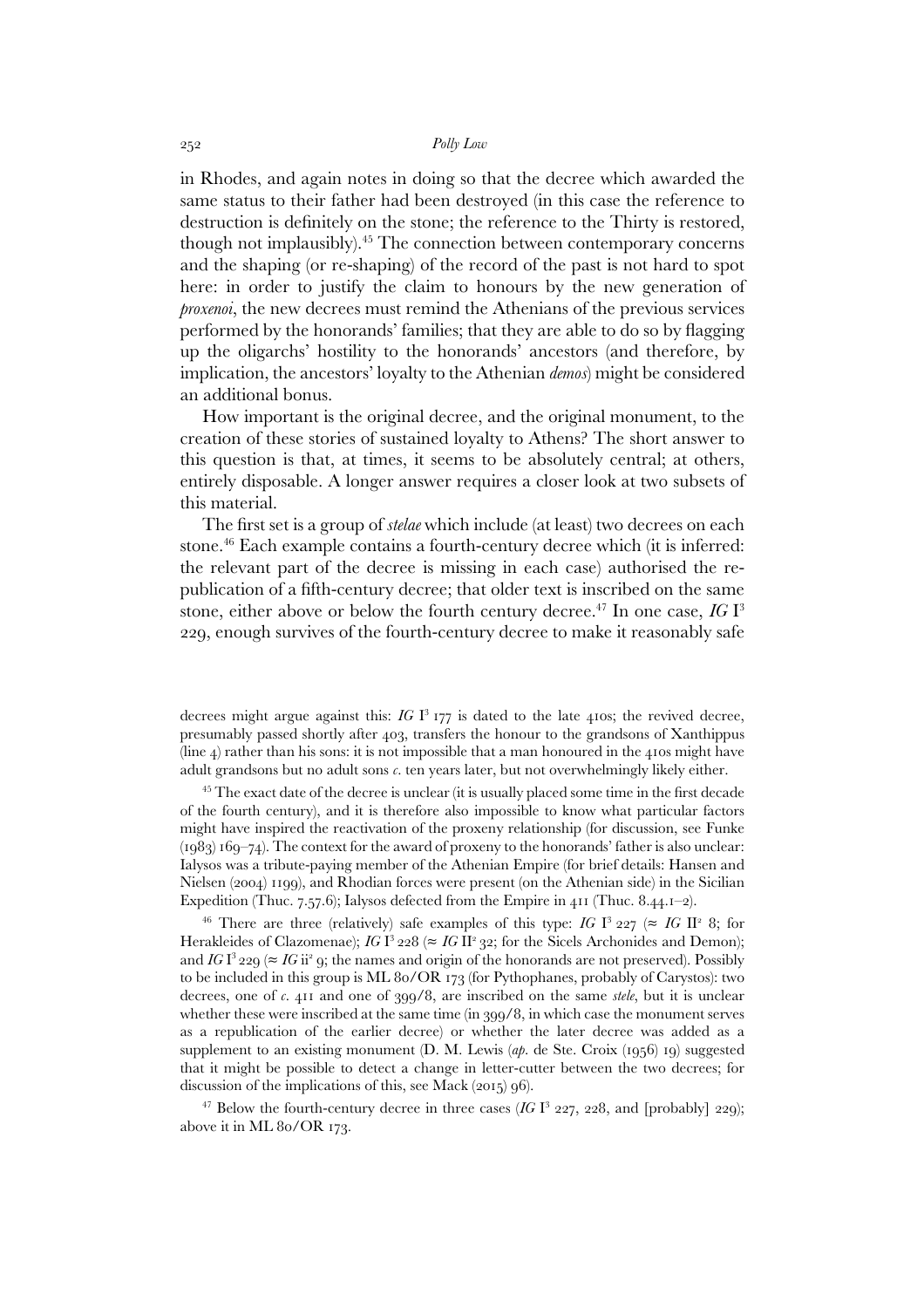in Rhodes, and again notes in doing so that the decree which awarded the same status to their father had been destroyed (in this case the reference to destruction is definitely on the stone; the reference to the Thirty is restored, though not implausibly).[45] The connection between contemporary concerns and the shaping (or re-shaping) of the record of the past is not hard to spot here: in order to justify the claim to honours by the new generation of *proxenoi*, the new decrees must remind the Athenians of the previous services performed by the honorands' families; that they are able to do so by flagging up the oligarchs' hostility to the honorands' ancestors (and therefore, by implication, the ancestors' loyalty to the Athenian *demos*) might be considered an additional bonus.

How important is the original decree, and the original monument, to the creation of these stories of sustained loyalty to Athens? The short answer to this question is that, at times, it seems to be absolutely central; at others, entirely disposable. A longer answer requires a closer look at two subsets of this material.

The first set is a group of *stelae* which include (at least) two decrees on each stone.[46] Each example contains a fourth-century decree which (it is inferred: the relevant part of the decree is missing in each case) authorised the re-publication of a fifth-century decree; that older text is inscribed on the same stone, either above or below the fourth century decree.[47] In one case, *IG* I³ 229, enough survives of the fourth-century decree to make it reasonably safe

decrees might argue against this: *IG* I³ 177 is dated to the late 410s; the revived decree, presumably passed shortly after 403, transfers the honour to the grandsons of Xanthippus (line 4) rather than his sons: it is not impossible that a man honoured in the 410s might have adult grandsons but no adult sons *c.* ten years later, but not overwhelmingly likely either.

[45] The exact date of the decree is unclear (it is usually placed some time in the first decade of the fourth century), and it is therefore also impossible to know what particular factors might have inspired the reactivation of the proxeny relationship (for discussion, see Funke (1983) 169–74). The context for the award of proxeny to the honorands' father is also unclear: Ialysos was a tribute-paying member of the Athenian Empire (for brief details: Hansen and Nielsen (2004) 1199), and Rhodian forces were present (on the Athenian side) in the Sicilian Expedition (Thuc. 7.57.6); Ialysos defected from the Empire in 411 (Thuc. 8.44.1–2).

[46] There are three (relatively) safe examples of this type: *IG* I³ 227 (≈ *IG* II² 8; for Herakleides of Clazomenae); *IG* I³ 228 (≈ *IG* II² 32; for the Sicels Archonides and Demon); and *IG* I³ 229 (≈ *IG* ii² 9; the names and origin of the honorands are not preserved). Possibly to be included in this group is ML 80/OR 173 (for Pythophanes, probably of Carystos): two decrees, one of *c.* 411 and one of 399/8, are inscribed on the same *stele*, but it is unclear whether these were inscribed at the same time (in 399/8, in which case the monument serves as a republication of the earlier decree) or whether the later decree was added as a supplement to an existing monument (D. M. Lewis (*ap.* de Ste. Croix (1956) 19) suggested that it might be possible to detect a change in letter-cutter between the two decrees; for discussion of the implications of this, see Mack (2015) 96).

[47] Below the fourth-century decree in three cases (*IG* I³ 227, 228, and [probably] 229); above it in ML 80/OR 173.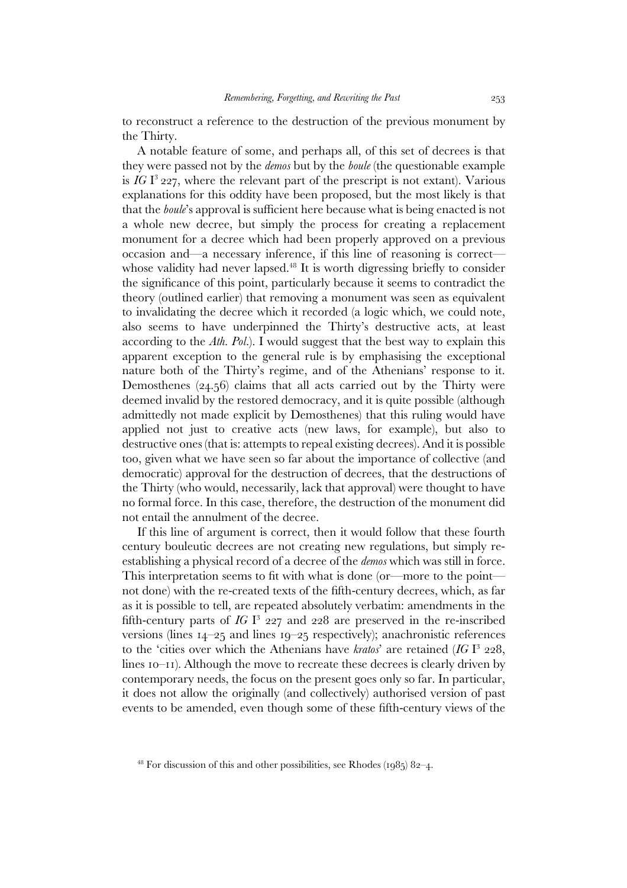to reconstruct a reference to the destruction of the previous monument by the Thirty.

A notable feature of some, and perhaps all, of this set of decrees is that they were passed not by the *demos* but by the *boule* (the questionable example is *IG* I$^3$ 227, where the relevant part of the prescript is not extant). Various explanations for this oddity have been proposed, but the most likely is that that the *boule*'s approval is sufficient here because what is being enacted is not a whole new decree, but simply the process for creating a replacement monument for a decree which had been properly approved on a previous occasion and—a necessary inference, if this line of reasoning is correct—whose validity had never lapsed.[48] It is worth digressing briefly to consider the significance of this point, particularly because it seems to contradict the theory (outlined earlier) that removing a monument was seen as equivalent to invalidating the decree which it recorded (a logic which, we could note, also seems to have underpinned the Thirty's destructive acts, at least according to the *Ath. Pol.*). I would suggest that the best way to explain this apparent exception to the general rule is by emphasising the exceptional nature both of the Thirty's regime, and of the Athenians' response to it. Demosthenes (24.56) claims that all acts carried out by the Thirty were deemed invalid by the restored democracy, and it is quite possible (although admittedly not made explicit by Demosthenes) that this ruling would have applied not just to creative acts (new laws, for example), but also to destructive ones (that is: attempts to repeal existing decrees). And it is possible too, given what we have seen so far about the importance of collective (and democratic) approval for the destruction of decrees, that the destructions of the Thirty (who would, necessarily, lack that approval) were thought to have no formal force. In this case, therefore, the destruction of the monument did not entail the annulment of the decree.

If this line of argument is correct, then it would follow that these fourth century bouleutic decrees are not creating new regulations, but simply re-establishing a physical record of a decree of the *demos* which was still in force. This interpretation seems to fit with what is done (or—more to the point—not done) with the re-created texts of the fifth-century decrees, which, as far as it is possible to tell, are repeated absolutely verbatim: amendments in the fifth-century parts of *IG* I$^3$ 227 and 228 are preserved in the re-inscribed versions (lines 14–25 and lines 19–25 respectively); anachronistic references to the 'cities over which the Athenians have *kratos*' are retained (*IG* I$^3$ 228, lines 10–11). Although the move to recreate these decrees is clearly driven by contemporary needs, the focus on the present goes only so far. In particular, it does not allow the originally (and collectively) authorised version of past events to be amended, even though some of these fifth-century views of the

[48] For discussion of this and other possibilities, see Rhodes (1985) 82–4.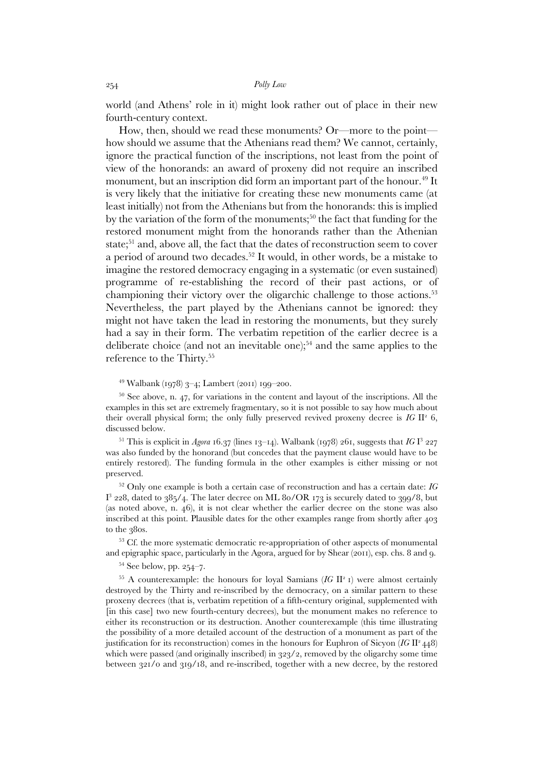world (and Athens' role in it) might look rather out of place in their new fourth-century context.

How, then, should we read these monuments? Or—more to the point—how should we assume that the Athenians read them? We cannot, certainly, ignore the practical function of the inscriptions, not least from the point of view of the honorands: an award of proxeny did not require an inscribed monument, but an inscription did form an important part of the honour.[49] It is very likely that the initiative for creating these new monuments came (at least initially) not from the Athenians but from the honorands: this is implied by the variation of the form of the monuments;[50] the fact that funding for the restored monument might from the honorands rather than the Athenian state;[51] and, above all, the fact that the dates of reconstruction seem to cover a period of around two decades.[52] It would, in other words, be a mistake to imagine the restored democracy engaging in a systematic (or even sustained) programme of re-establishing the record of their past actions, or of championing their victory over the oligarchic challenge to those actions.[53] Nevertheless, the part played by the Athenians cannot be ignored: they might not have taken the lead in restoring the monuments, but they surely had a say in their form. The verbatim repetition of the earlier decree is a deliberate choice (and not an inevitable one);[54] and the same applies to the reference to the Thirty.[55]

[49] Walbank (1978) 3–4; Lambert (2011) 199–200.

[50] See above, n. 47, for variations in the content and layout of the inscriptions. All the examples in this set are extremely fragmentary, so it is not possible to say how much about their overall physical form; the only fully preserved revived proxeny decree is *IG* II² 6, discussed below.

[51] This is explicit in *Agora* 16.37 (lines 13–14). Walbank (1978) 261, suggests that *IG* I³ 227 was also funded by the honorand (but concedes that the payment clause would have to be entirely restored). The funding formula in the other examples is either missing or not preserved.

[52] Only one example is both a certain case of reconstruction and has a certain date: *IG* I³ 228, dated to 385/4. The later decree on ML 80/OR 173 is securely dated to 399/8, but (as noted above, n. 46), it is not clear whether the earlier decree on the stone was also inscribed at this point. Plausible dates for the other examples range from shortly after 403 to the 380s.

[53] Cf. the more systematic democratic re-appropriation of other aspects of monumental and epigraphic space, particularly in the Agora, argued for by Shear (2011), esp. chs. 8 and 9.

[54] See below, pp. 254–7.

[55] A counterexample: the honours for loyal Samians (*IG* II² 1) were almost certainly destroyed by the Thirty and re-inscribed by the democracy, on a similar pattern to these proxeny decrees (that is, verbatim repetition of a fifth-century original, supplemented with [in this case] two new fourth-century decrees), but the monument makes no reference to either its reconstruction or its destruction. Another counterexample (this time illustrating the possibility of a more detailed account of the destruction of a monument as part of the justification for its reconstruction) comes in the honours for Euphron of Sicyon (*IG* II² 448) which were passed (and originally inscribed) in 323/2, removed by the oligarchy some time between 321/0 and 319/18, and re-inscribed, together with a new decree, by the restored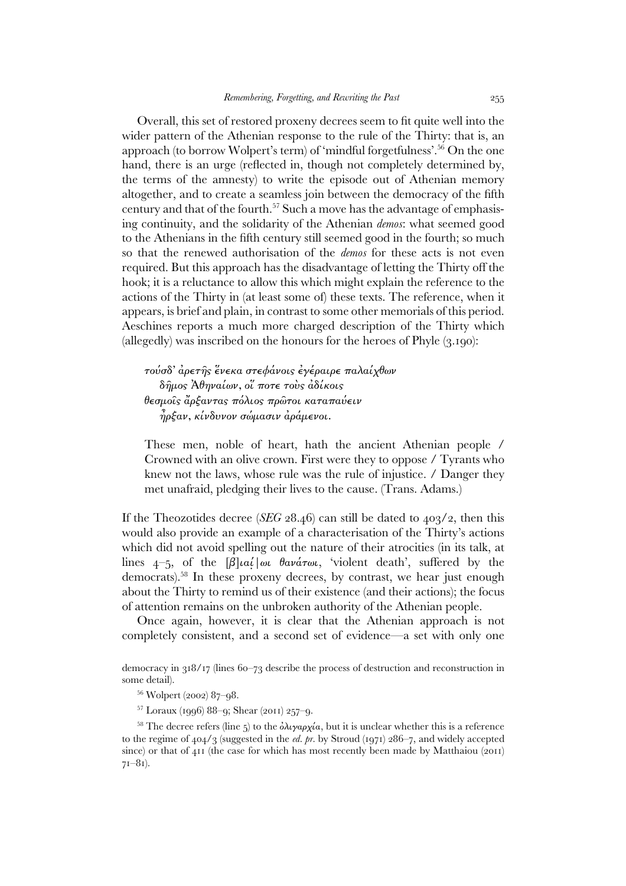Overall, this set of restored proxeny decrees seem to fit quite well into the wider pattern of the Athenian response to the rule of the Thirty: that is, an approach (to borrow Wolpert's term) of 'mindful forgetfulness'.[56] On the one hand, there is an urge (reflected in, though not completely determined by, the terms of the amnesty) to write the episode out of Athenian memory altogether, and to create a seamless join between the democracy of the fifth century and that of the fourth.[57] Such a move has the advantage of emphasising continuity, and the solidarity of the Athenian *demos*: what seemed good to the Athenians in the fifth century still seemed good in the fourth; so much so that the renewed authorisation of the *demos* for these acts is not even required. But this approach has the disadvantage of letting the Thirty off the hook; it is a reluctance to allow this which might explain the reference to the actions of the Thirty in (at least some of) these texts. The reference, when it appears, is brief and plain, in contrast to some other memorials of this period. Aeschines reports a much more charged description of the Thirty which (allegedly) was inscribed on the honours for the heroes of Phyle (3.190):

> *τούσδ' ἀρετῆς ἕνεκα στεφάνοις ἐγέραιρε παλαίχθων*
> *δῆμος Ἀθηναίων, οἵ ποτε τοὺς ἀδίκοις*
> *θεσμοῖς ἄρξαντας πόλιος πρῶτοι καταπαύειν*
> *ἦρξαν, κίνδυνον σώμασιν ἀράμενοι.*

> These men, noble of heart, hath the ancient Athenian people / Crowned with an olive crown. First were they to oppose / Tyrants who knew not the laws, whose rule was the rule of injustice. / Danger they met unafraid, pledging their lives to the cause. (Trans. Adams.)

If the Theozotides decree (*SEG* 28.46) can still be dated to 403/2, then this would also provide an example of a characterisation of the Thirty's actions which did not avoid spelling out the nature of their atrocities (in its talk, at lines 4–5, of the *[β]ιαί|ωι θανάτωι*, 'violent death', suffered by the democrats).[58] In these proxeny decrees, by contrast, we hear just enough about the Thirty to remind us of their existence (and their actions); the focus of attention remains on the unbroken authority of the Athenian people.

Once again, however, it is clear that the Athenian approach is not completely consistent, and a second set of evidence—a set with only one

democracy in 318/17 (lines 60–73 describe the process of destruction and reconstruction in some detail).

[56] Wolpert (2002) 87–98.

[57] Loraux (1996) 88–9; Shear (2011) 257–9.

[58] The decree refers (line 5) to the *ὀλιγαρχία*, but it is unclear whether this is a reference to the regime of 404/3 (suggested in the *ed. pr.* by Stroud (1971) 286–7, and widely accepted since) or that of 411 (the case for which has most recently been made by Matthaiou (2011) 71–81).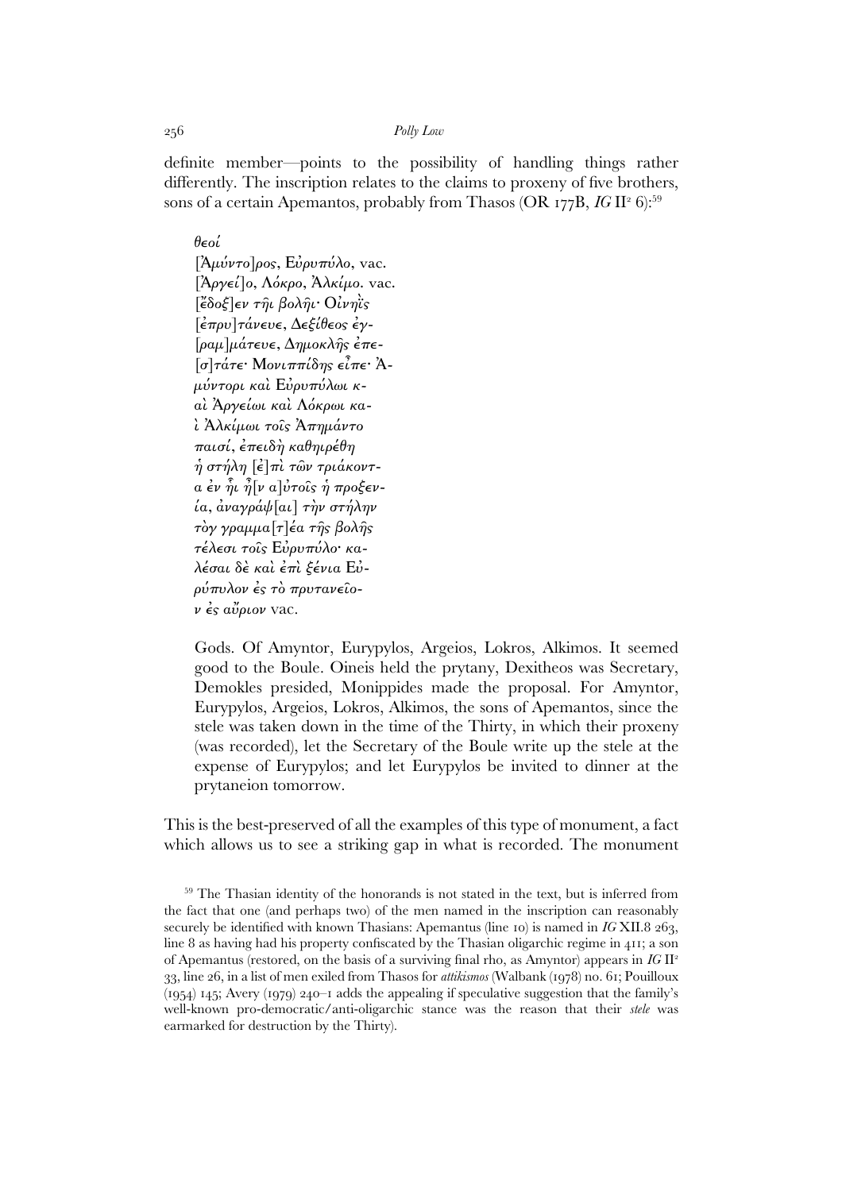definite member—points to the possibility of handling things rather differently. The inscription relates to the claims to proxeny of five brothers, sons of a certain Apemantos, probably from Thasos (OR 177B, *IG* II² 6):[59]

> θεοί
> [Ἀμύντο]ρος, Εὐρυπύλο, vac.
> [Ἀργεί]ο, Λόκρο, Ἀλκίμο. vac.
> [ἔδοξ]εν τῆι βολῆι· Οἰνηῒς
> [ἐπρυ]τάνευε, Δεξίθεος ἐγ-
> [ραμ]μάτευε, Δημοκλῆς ἐπε-
> [σ]τάτε· Μονιππίδης εἶπε· Ἀ-
> μύντορι καὶ Εὐρυπύλωι κ-
> αὶ Ἀργείωι καὶ Λόκρωι κα-
> ὶ Ἀλκίμωι τοῖς Ἀπημάντο
> παισί, ἐπειδὴ καθηιρέθη
> ἡ στήλη [ἐ]πὶ τῶν τριάκοντ-
> α ἐν ἧι ἦ[ν α]ὐτοῖς ἡ προξεν-
> ία, ἀναγράψ[αι] τὴν στήλην
> τὸγ γραμμα[τ]έα τῆς βολῆς
> τέλεσι τοῖς Εὐρυπύλο· κα-
> λέσαι δὲ καὶ ἐπὶ ξένια Εὐ-
> ρύπυλον ἐς τὸ πρυτανεῖο-
> ν ἐς αὔριον vac.
>
> Gods. Of Amyntor, Eurypylos, Argeios, Lokros, Alkimos. It seemed good to the Boule. Oineis held the prytany, Dexitheos was Secretary, Demokles presided, Monippides made the proposal. For Amyntor, Eurypylos, Argeios, Lokros, Alkimos, the sons of Apemantos, since the stele was taken down in the time of the Thirty, in which their proxeny (was recorded), let the Secretary of the Boule write up the stele at the expense of Eurypylos; and let Eurypylos be invited to dinner at the prytaneion tomorrow.

This is the best-preserved of all the examples of this type of monument, a fact which allows us to see a striking gap in what is recorded. The monument

---

[59] The Thasian identity of the honorands is not stated in the text, but is inferred from the fact that one (and perhaps two) of the men named in the inscription can reasonably securely be identified with known Thasians: Apemantus (line 10) is named in *IG* XII.8 263, line 8 as having had his property confiscated by the Thasian oligarchic regime in 411; a son of Apemantus (restored, on the basis of a surviving final rho, as Amyntor) appears in *IG* II² 33, line 26, in a list of men exiled from Thasos for *attikismos* (Walbank (1978) no. 61; Pouilloux (1954) 145; Avery (1979) 240–1 adds the appealing if speculative suggestion that the family's well-known pro-democratic/anti-oligarchic stance was the reason that their *stele* was earmarked for destruction by the Thirty).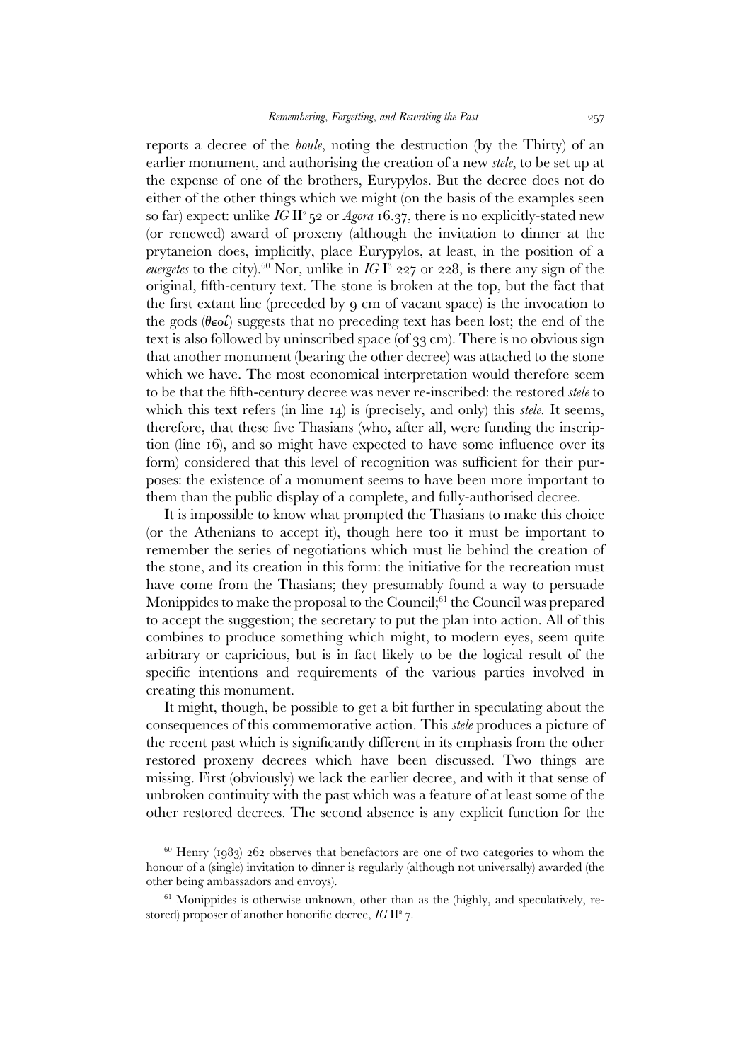reports a decree of the *boule*, noting the destruction (by the Thirty) of an earlier monument, and authorising the creation of a new *stele*, to be set up at the expense of one of the brothers, Eurypylos. But the decree does not do either of the other things which we might (on the basis of the examples seen so far) expect: unlike *IG* II² 52 or *Agora* 16.37, there is no explicitly-stated new (or renewed) award of proxeny (although the invitation to dinner at the prytaneion does, implicitly, place Eurypylos, at least, in the position of a *euergetes* to the city).[60] Nor, unlike in *IG* I³ 227 or 228, is there any sign of the original, fifth-century text. The stone is broken at the top, but the fact that the first extant line (preceded by 9 cm of vacant space) is the invocation to the gods (θεοί) suggests that no preceding text has been lost; the end of the text is also followed by uninscribed space (of 33 cm). There is no obvious sign that another monument (bearing the other decree) was attached to the stone which we have. The most economical interpretation would therefore seem to be that the fifth-century decree was never re-inscribed: the restored *stele* to which this text refers (in line 14) is (precisely, and only) this *stele*. It seems, therefore, that these five Thasians (who, after all, were funding the inscription (line 16), and so might have expected to have some influence over its form) considered that this level of recognition was sufficient for their purposes: the existence of a monument seems to have been more important to them than the public display of a complete, and fully-authorised decree.

It is impossible to know what prompted the Thasians to make this choice (or the Athenians to accept it), though here too it must be important to remember the series of negotiations which must lie behind the creation of the stone, and its creation in this form: the initiative for the recreation must have come from the Thasians; they presumably found a way to persuade Monippides to make the proposal to the Council;[61] the Council was prepared to accept the suggestion; the secretary to put the plan into action. All of this combines to produce something which might, to modern eyes, seem quite arbitrary or capricious, but is in fact likely to be the logical result of the specific intentions and requirements of the various parties involved in creating this monument.

It might, though, be possible to get a bit further in speculating about the consequences of this commemorative action. This *stele* produces a picture of the recent past which is significantly different in its emphasis from the other restored proxeny decrees which have been discussed. Two things are missing. First (obviously) we lack the earlier decree, and with it that sense of unbroken continuity with the past which was a feature of at least some of the other restored decrees. The second absence is any explicit function for the

[60] Henry (1983) 262 observes that benefactors are one of two categories to whom the honour of a (single) invitation to dinner is regularly (although not universally) awarded (the other being ambassadors and envoys).

[61] Monippides is otherwise unknown, other than as the (highly, and speculatively, restored) proposer of another honorific decree, *IG* II² 7.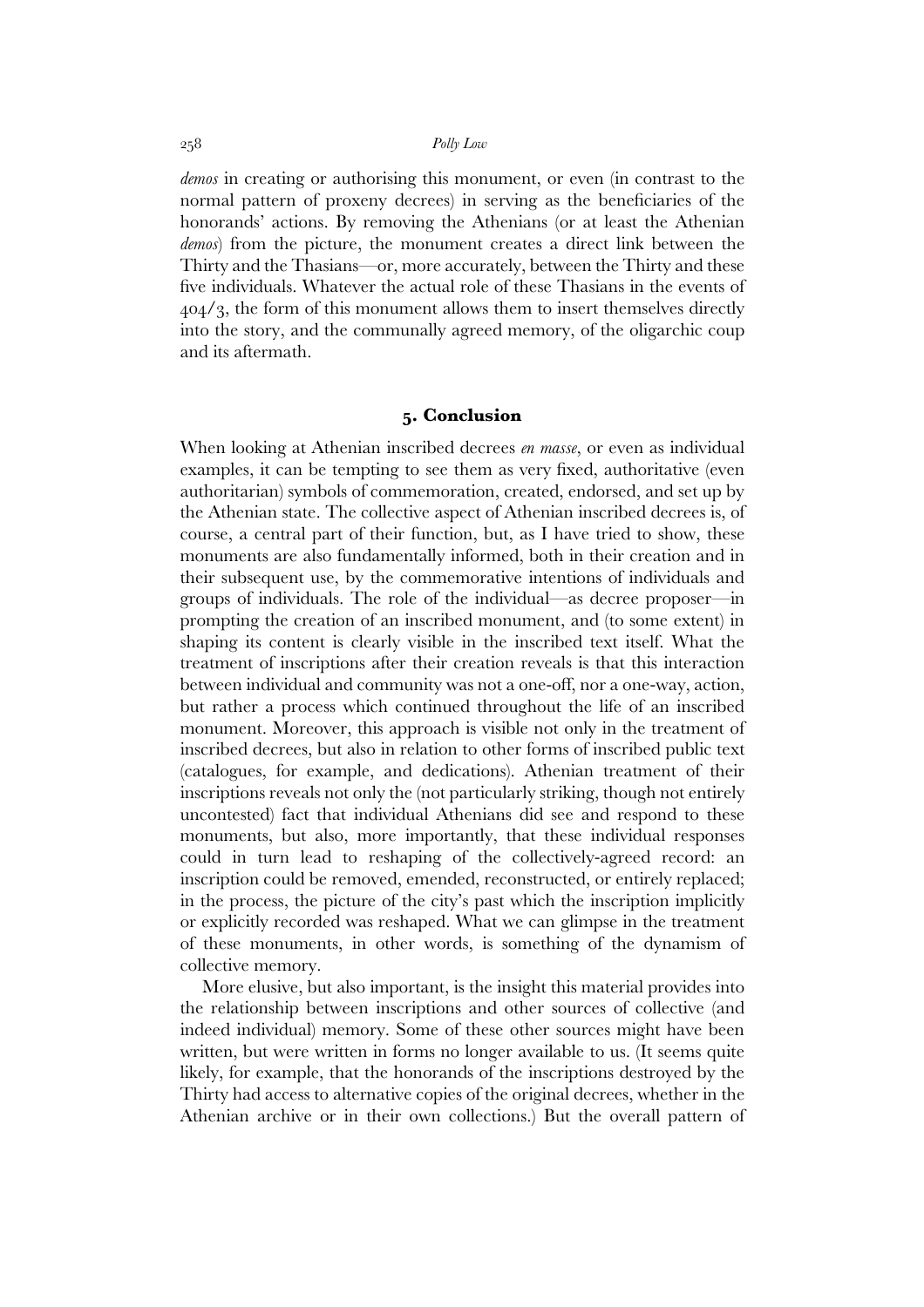*demos* in creating or authorising this monument, or even (in contrast to the normal pattern of proxeny decrees) in serving as the beneficiaries of the honorands' actions. By removing the Athenians (or at least the Athenian *demos*) from the picture, the monument creates a direct link between the Thirty and the Thasians—or, more accurately, between the Thirty and these five individuals. Whatever the actual role of these Thasians in the events of 404/3, the form of this monument allows them to insert themselves directly into the story, and the communally agreed memory, of the oligarchic coup and its aftermath.

## 5. Conclusion

When looking at Athenian inscribed decrees *en masse*, or even as individual examples, it can be tempting to see them as very fixed, authoritative (even authoritarian) symbols of commemoration, created, endorsed, and set up by the Athenian state. The collective aspect of Athenian inscribed decrees is, of course, a central part of their function, but, as I have tried to show, these monuments are also fundamentally informed, both in their creation and in their subsequent use, by the commemorative intentions of individuals and groups of individuals. The role of the individual—as decree proposer—in prompting the creation of an inscribed monument, and (to some extent) in shaping its content is clearly visible in the inscribed text itself. What the treatment of inscriptions after their creation reveals is that this interaction between individual and community was not a one-off, nor a one-way, action, but rather a process which continued throughout the life of an inscribed monument. Moreover, this approach is visible not only in the treatment of inscribed decrees, but also in relation to other forms of inscribed public text (catalogues, for example, and dedications). Athenian treatment of their inscriptions reveals not only the (not particularly striking, though not entirely uncontested) fact that individual Athenians did see and respond to these monuments, but also, more importantly, that these individual responses could in turn lead to reshaping of the collectively-agreed record: an inscription could be removed, emended, reconstructed, or entirely replaced; in the process, the picture of the city's past which the inscription implicitly or explicitly recorded was reshaped. What we can glimpse in the treatment of these monuments, in other words, is something of the dynamism of collective memory.

More elusive, but also important, is the insight this material provides into the relationship between inscriptions and other sources of collective (and indeed individual) memory. Some of these other sources might have been written, but were written in forms no longer available to us. (It seems quite likely, for example, that the honorands of the inscriptions destroyed by the Thirty had access to alternative copies of the original decrees, whether in the Athenian archive or in their own collections.) But the overall pattern of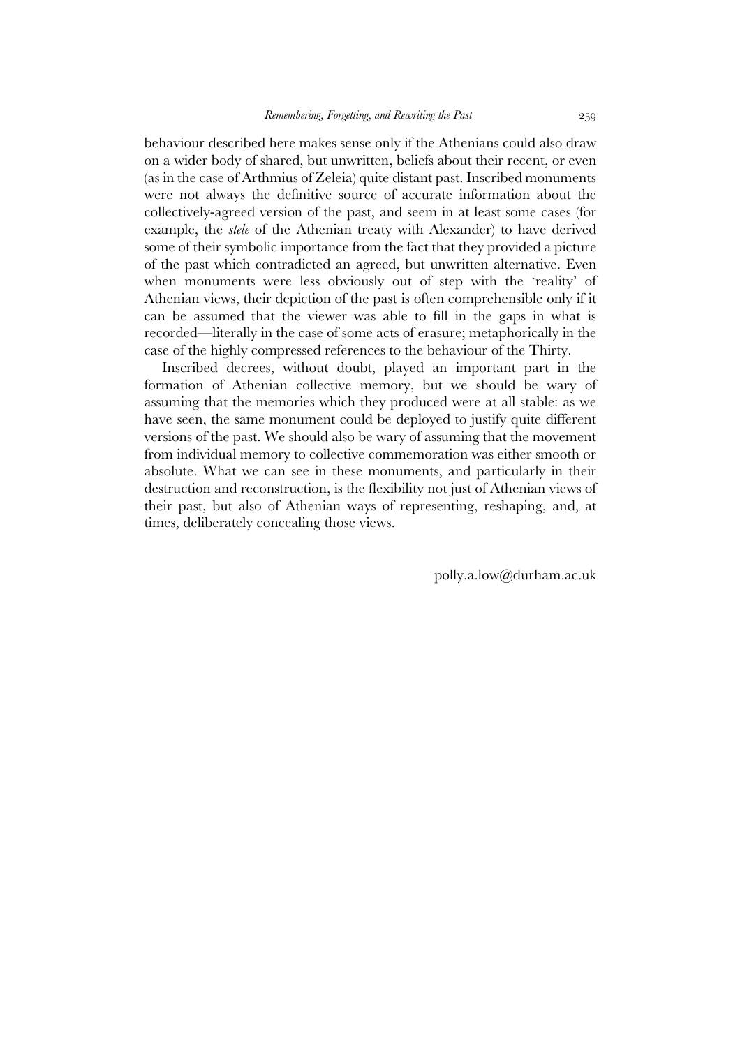behaviour described here makes sense only if the Athenians could also draw on a wider body of shared, but unwritten, beliefs about their recent, or even (as in the case of Arthmius of Zeleia) quite distant past. Inscribed monuments were not always the definitive source of accurate information about the collectively-agreed version of the past, and seem in at least some cases (for example, the *stele* of the Athenian treaty with Alexander) to have derived some of their symbolic importance from the fact that they provided a picture of the past which contradicted an agreed, but unwritten alternative. Even when monuments were less obviously out of step with the 'reality' of Athenian views, their depiction of the past is often comprehensible only if it can be assumed that the viewer was able to fill in the gaps in what is recorded—literally in the case of some acts of erasure; metaphorically in the case of the highly compressed references to the behaviour of the Thirty.

Inscribed decrees, without doubt, played an important part in the formation of Athenian collective memory, but we should be wary of assuming that the memories which they produced were at all stable: as we have seen, the same monument could be deployed to justify quite different versions of the past. We should also be wary of assuming that the movement from individual memory to collective commemoration was either smooth or absolute. What we can see in these monuments, and particularly in their destruction and reconstruction, is the flexibility not just of Athenian views of their past, but also of Athenian ways of representing, reshaping, and, at times, deliberately concealing those views.

polly.a.low@durham.ac.uk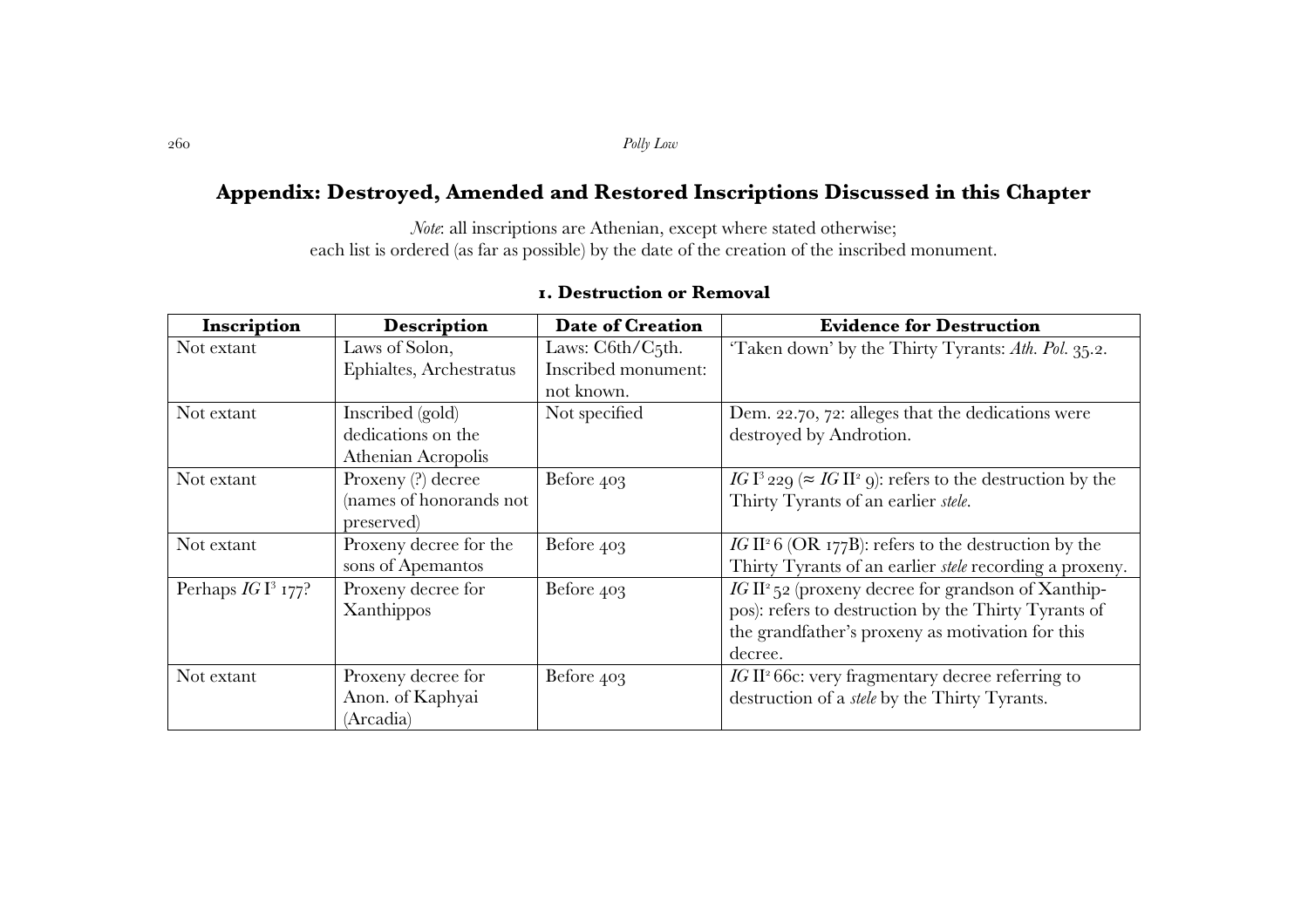## Appendix: Destroyed, Amended and Restored Inscriptions Discussed in this Chapter

*Note*: all inscriptions are Athenian, except where stated otherwise;
each list is ordered (as far as possible) by the date of the creation of the inscribed monument.

### 1. Destruction or Removal

| Inscription | Description | Date of Creation | Evidence for Destruction |
|---|---|---|---|
| Not extant | Laws of Solon, Ephialtes, Archestratus | Laws: C6th/C5th. Inscribed monument: not known. | 'Taken down' by the Thirty Tyrants: *Ath. Pol.* 35.2. |
| Not extant | Inscribed (gold) dedications on the Athenian Acropolis | Not specified | Dem. 22.70, 72: alleges that the dedications were destroyed by Androtion. |
| Not extant | Proxeny (?) decree (names of honorands not preserved) | Before 403 | *IG* I³ 229 (≈ *IG* II² 9): refers to the destruction by the Thirty Tyrants of an earlier *stele*. |
| Not extant | Proxeny decree for the sons of Apemantos | Before 403 | *IG* II² 6 (OR 177B): refers to the destruction by the Thirty Tyrants of an earlier *stele* recording a proxeny. |
| Perhaps *IG* I³ 177? | Proxeny decree for Xanthippos | Before 403 | *IG* II² 52 (proxeny decree for grandson of Xanthippos): refers to destruction by the Thirty Tyrants of the grandfather's proxeny as motivation for this decree. |
| Not extant | Proxeny decree for Anon. of Kaphyai (Arcadia) | Before 403 | *IG* II² 66c: very fragmentary decree referring to destruction of a *stele* by the Thirty Tyrants. |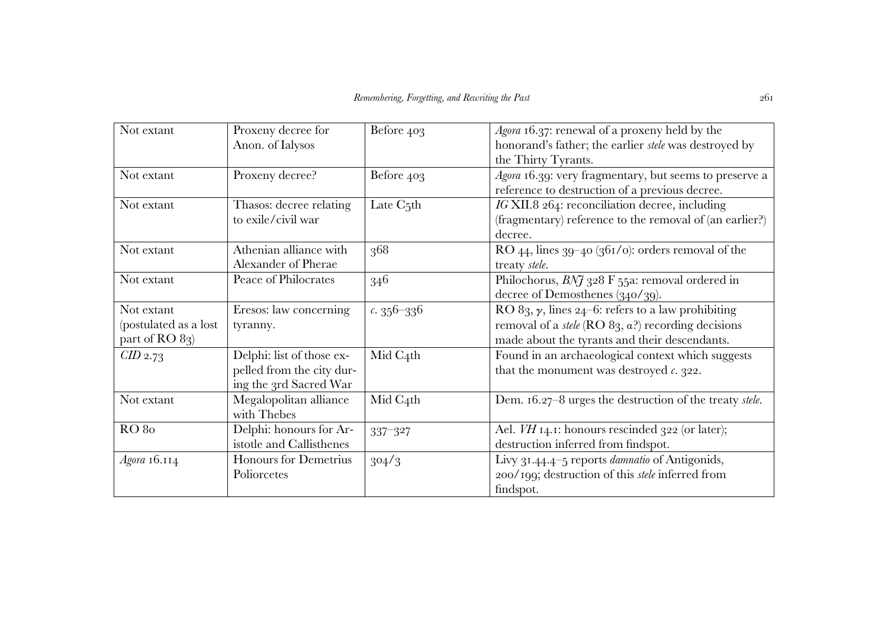| Not extant | Proxeny decree for Anon. of Ialysos | Before 403 | *Agora* 16.37: renewal of a proxeny held by the honorand's father; the earlier *stele* was destroyed by the Thirty Tyrants. |
|---|---|---|---|
| Not extant | Proxeny decree? | Before 403 | *Agora* 16.39: very fragmentary, but seems to preserve a reference to destruction of a previous decree. |
| Not extant | Thasos: decree relating to exile/civil war | Late C5th | *IG* XII.8 264: reconciliation decree, including (fragmentary) reference to the removal of (an earlier?) decree. |
| Not extant | Athenian alliance with Alexander of Pherae | 368 | RO 44, lines 39–40 (361/0): orders removal of the treaty *stele*. |
| Not extant | Peace of Philocrates | 346 | Philochorus, *BNJ* 328 F 55a: removal ordered in decree of Demosthenes (340/39). |
| Not extant (postulated as a lost part of RO 83) | Eresos: law concerning tyranny. | *c.* 356–336 | RO 83, $\gamma$, lines 24–6: refers to a law prohibiting removal of a *stele* (RO 83, $\alpha$?) recording decisions made about the tyrants and their descendants. |
| *CID* 2.73 | Delphi: list of those expelled from the city during the 3rd Sacred War | Mid C4th | Found in an archaeological context which suggests that the monument was destroyed *c.* 322. |
| Not extant | Megalopolitan alliance with Thebes | Mid C4th | Dem. 16.27–8 urges the destruction of the treaty *stele*. |
| RO 80 | Delphi: honours for Aristotle and Callisthenes | 337–327 | Ael. *VH* 14.1: honours rescinded 322 (or later); destruction inferred from findspot. |
| *Agora* 16.114 | Honours for Demetrius Poliorcetes | 304/3 | Livy 31.44.4–5 reports *damnatio* of Antigonids, 200/199; destruction of this *stele* inferred from findspot. |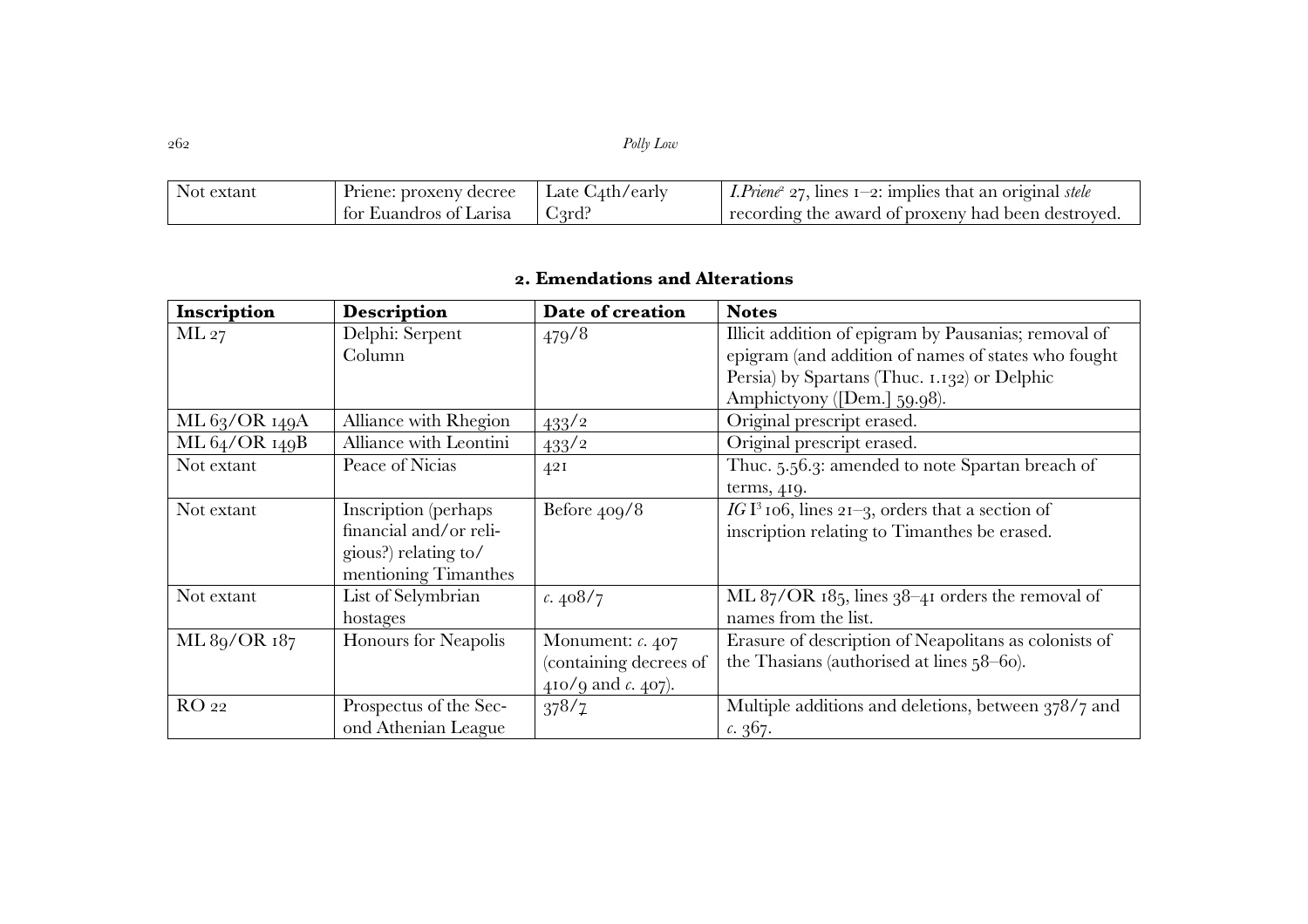| Not extant | Priene: proxeny decree for Euandros of Larisa | Late C4th/early C3rd? | *I.Priene*[2] 27, lines 1–2: implies that an original *stele* recording the award of proxeny had been destroyed. |
|---|---|---|---|

## 2. Emendations and Alterations

| Inscription | Description | Date of creation | Notes |
|---|---|---|---|
| ML 27 | Delphi: Serpent Column | 479/8 | Illicit addition of epigram by Pausanias; removal of epigram (and addition of names of states who fought Persia) by Spartans (Thuc. 1.132) or Delphic Amphictyony ([Dem.] 59.98). |
| ML 63/OR 149A | Alliance with Rhegion | 433/2 | Original prescript erased. |
| ML 64/OR 149B | Alliance with Leontini | 433/2 | Original prescript erased. |
| Not extant | Peace of Nicias | 421 | Thuc. 5.56.3: amended to note Spartan breach of terms, 419. |
| Not extant | Inscription (perhaps financial and/or religious?) relating to/mentioning Timanthes | Before 409/8 | *IG* I[3] 106, lines 21–3, orders that a section of inscription relating to Timanthes be erased. |
| Not extant | List of Selymbrian hostages | *c.* 408/7 | ML 87/OR 185, lines 38–41 orders the removal of names from the list. |
| ML 89/OR 187 | Honours for Neapolis | Monument: *c.* 407 (containing decrees of 410/9 and *c.* 407). | Erasure of description of Neapolitans as colonists of the Thasians (authorised at lines 58–60). |
| RO 22 | Prospectus of the Second Athenian League | 378/7 | Multiple additions and deletions, between 378/7 and *c.* 367. |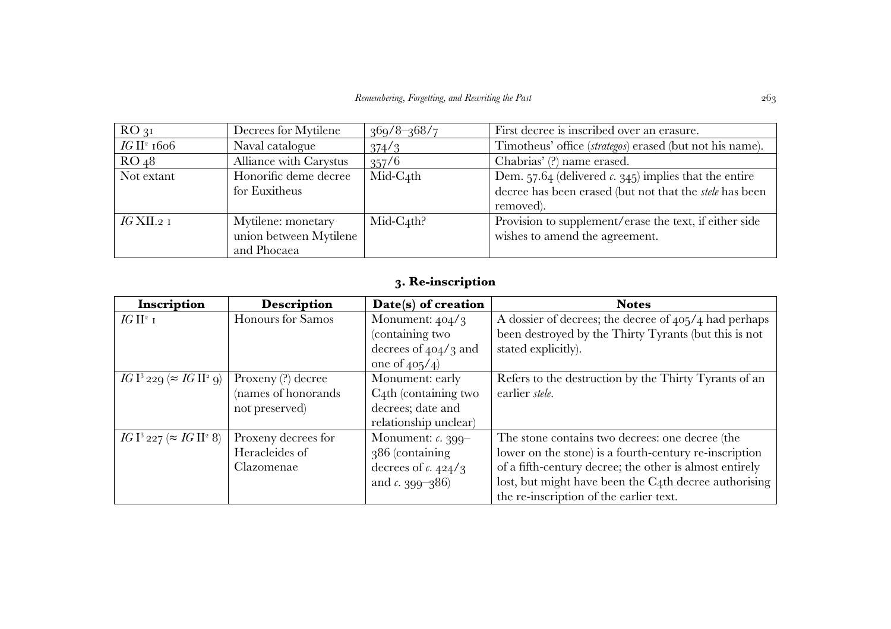| | | | |
|---|---|---|---|
| RO 31 | Decrees for Mytilene | 369/8–368/7 | First decree is inscribed over an erasure. |
| *IG* II[2] 1606 | Naval catalogue | 374/3 | Timotheus' office (*strategos*) erased (but not his name). |
| RO 48 | Alliance with Carystus | 357/6 | Chabrias' (?) name erased. |
| Not extant | Honorific deme decree for Euxitheus | Mid-C4th | Dem. 57.64 (delivered *c.* 345) implies that the entire decree has been erased (but not that the *stele* has been removed). |
| *IG* XII.2 1 | Mytilene: monetary union between Mytilene and Phocaea | Mid-C4th? | Provision to supplement/erase the text, if either side wishes to amend the agreement. |

## 3. Re-inscription

| Inscription | Description | Date(s) of creation | Notes |
|---|---|---|---|
| *IG* II[2] 1 | Honours for Samos | Monument: 404/3 (containing two decrees of 404/3 and one of 405/4) | A dossier of decrees; the decree of 405/4 had perhaps been destroyed by the Thirty Tyrants (but this is not stated explicitly). |
| *IG* I[3] 229 (≈ *IG* II[2] 9) | Proxeny (?) decree (names of honorands not preserved) | Monument: early C4th (containing two decrees; date and relationship unclear) | Refers to the destruction by the Thirty Tyrants of an earlier *stele*. |
| *IG* I[3] 227 (≈ *IG* II[2] 8) | Proxeny decrees for Heracleides of Clazomenae | Monument: *c.* 399–386 (containing decrees of *c.* 424/3 and *c.* 399–386) | The stone contains two decrees: one decree (the lower on the stone) is a fourth-century re-inscription of a fifth-century decree; the other is almost entirely lost, but might have been the C4th decree authorising the re-inscription of the earlier text. |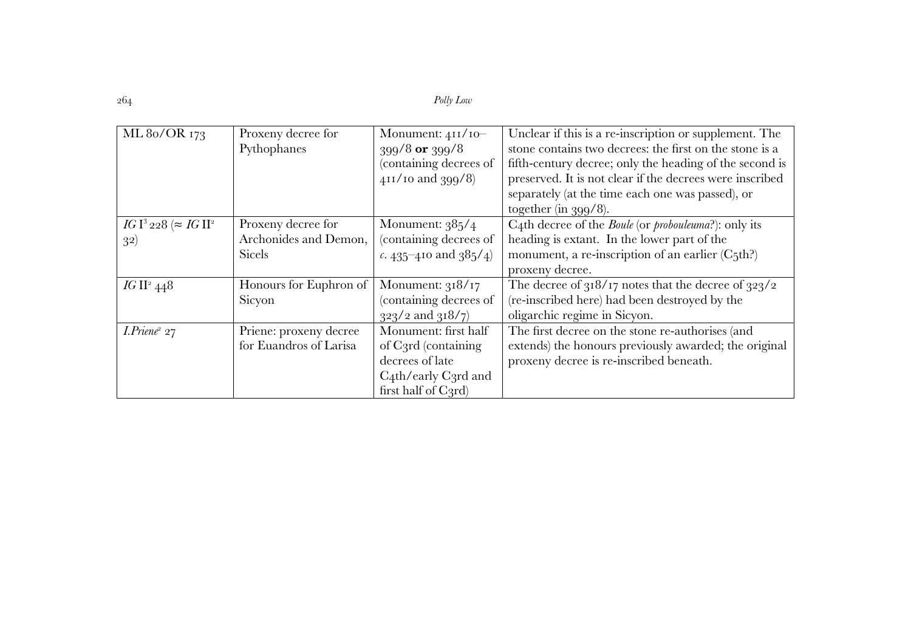| ML 80/OR 173 | Proxeny decree for Pythophanes | Monument: 411/10–399/8 **or** 399/8 (containing decrees of 411/10 and 399/8) | Unclear if this is a re-inscription or supplement. The stone contains two decrees: the first on the stone is a fifth-century decree; only the heading of the second is preserved. It is not clear if the decrees were inscribed separately (at the time each one was passed), or together (in 399/8). |
|---|---|---|---|
| *IG* I³ 228 (≈ *IG* II² 32) | Proxeny decree for Archonides and Demon, Sicels | Monument: 385/4 (containing decrees of *c*. 435–410 and 385/4) | C4th decree of the *Boule* (or *probouleuma*?): only its heading is extant. In the lower part of the monument, a re-inscription of an earlier (C5th?) proxeny decree. |
| *IG* II² 448 | Honours for Euphron of Sicyon | Monument: 318/17 (containing decrees of 323/2 and 318/7) | The decree of 318/17 notes that the decree of 323/2 (re-inscribed here) had been destroyed by the oligarchic regime in Sicyon. |
| *I.Priene*² 27 | Priene: proxeny decree for Euandros of Larisa | Monument: first half of C3rd (containing decrees of late C4th/early C3rd and first half of C3rd) | The first decree on the stone re-authorises (and extends) the honours previously awarded; the original proxeny decree is re-inscribed beneath. |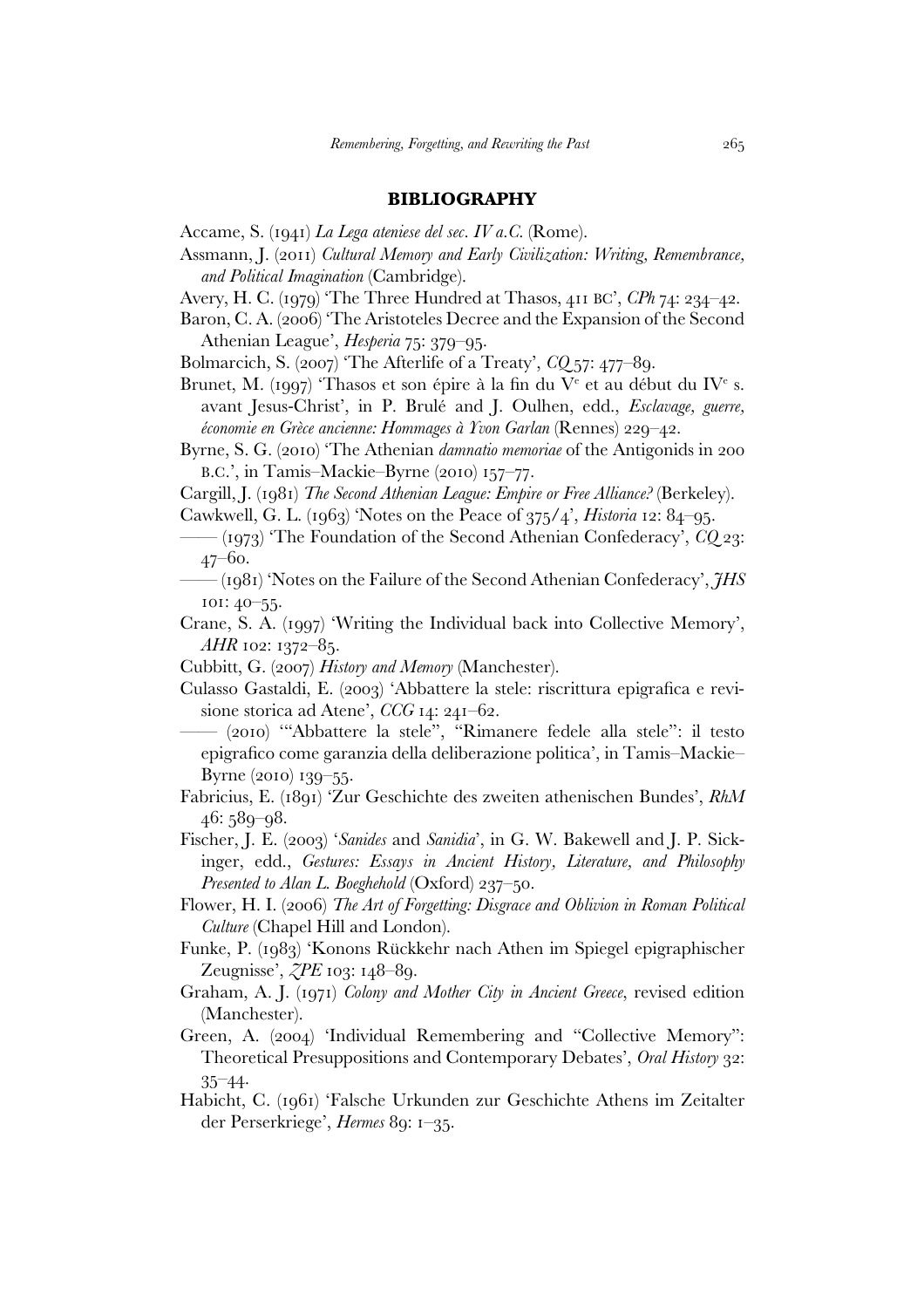## BIBLIOGRAPHY

Accame, S. (1941) *La Lega ateniese del sec. IV a.C.* (Rome).

Assmann, J. (2011) *Cultural Memory and Early Civilization: Writing, Remembrance, and Political Imagination* (Cambridge).

Avery, H. C. (1979) 'The Three Hundred at Thasos, 411 BC', *CPh* 74: 234–42.

Baron, C. A. (2006) 'The Aristoteles Decree and the Expansion of the Second Athenian League', *Hesperia* 75: 379–95.

Bolmarcich, S. (2007) 'The Afterlife of a Treaty', *CQ* 57: 477–89.

Brunet, M. (1997) 'Thasos et son épire à la fin du V[e] et au début du IV[e] s. avant Jesus-Christ', in P. Brulé and J. Oulhen, edd., *Esclavage, guerre, économie en Grèce ancienne: Hommages à Yvon Garlan* (Rennes) 229–42.

Byrne, S. G. (2010) 'The Athenian *damnatio memoriae* of the Antigonids in 200 B.C.', in Tamis–Mackie–Byrne (2010) 157–77.

Cargill, J. (1981) *The Second Athenian League: Empire or Free Alliance?* (Berkeley).

Cawkwell, G. L. (1963) 'Notes on the Peace of 375/4', *Historia* 12: 84–95.

—— (1973) 'The Foundation of the Second Athenian Confederacy', *CQ* 23: 47–60.

—— (1981) 'Notes on the Failure of the Second Athenian Confederacy', *JHS* 101: 40–55.

Crane, S. A. (1997) 'Writing the Individual back into Collective Memory', *AHR* 102: 1372–85.

Cubbitt, G. (2007) *History and Memory* (Manchester).

Culasso Gastaldi, E. (2003) 'Abbattere la stele: riscrittura epigrafica e revisione storica ad Atene', *CCG* 14: 241–62.

—— (2010) '"Abbattere la stele", "Rimanere fedele alla stele": il testo epigrafico come garanzia della deliberazione politica', in Tamis–Mackie–Byrne (2010) 139–55.

Fabricius, E. (1891) 'Zur Geschichte des zweiten athenischen Bundes', *RhM* 46: 589–98.

Fischer, J. E. (2003) '*Sanides* and *Sanidia*', in G. W. Bakewell and J. P. Sickinger, edd., *Gestures: Essays in Ancient History, Literature, and Philosophy Presented to Alan L. Boeghehold* (Oxford) 237–50.

Flower, H. I. (2006) *The Art of Forgetting: Disgrace and Oblivion in Roman Political Culture* (Chapel Hill and London).

Funke, P. (1983) 'Konons Rückkehr nach Athen im Spiegel epigraphischer Zeugnisse', *ZPE* 103: 148–89.

Graham, A. J. (1971) *Colony and Mother City in Ancient Greece*, revised edition (Manchester).

Green, A. (2004) 'Individual Remembering and "Collective Memory": Theoretical Presuppositions and Contemporary Debates', *Oral History* 32: 35–44.

Habicht, C. (1961) 'Falsche Urkunden zur Geschichte Athens im Zeitalter der Perserkriege', *Hermes* 89: 1–35.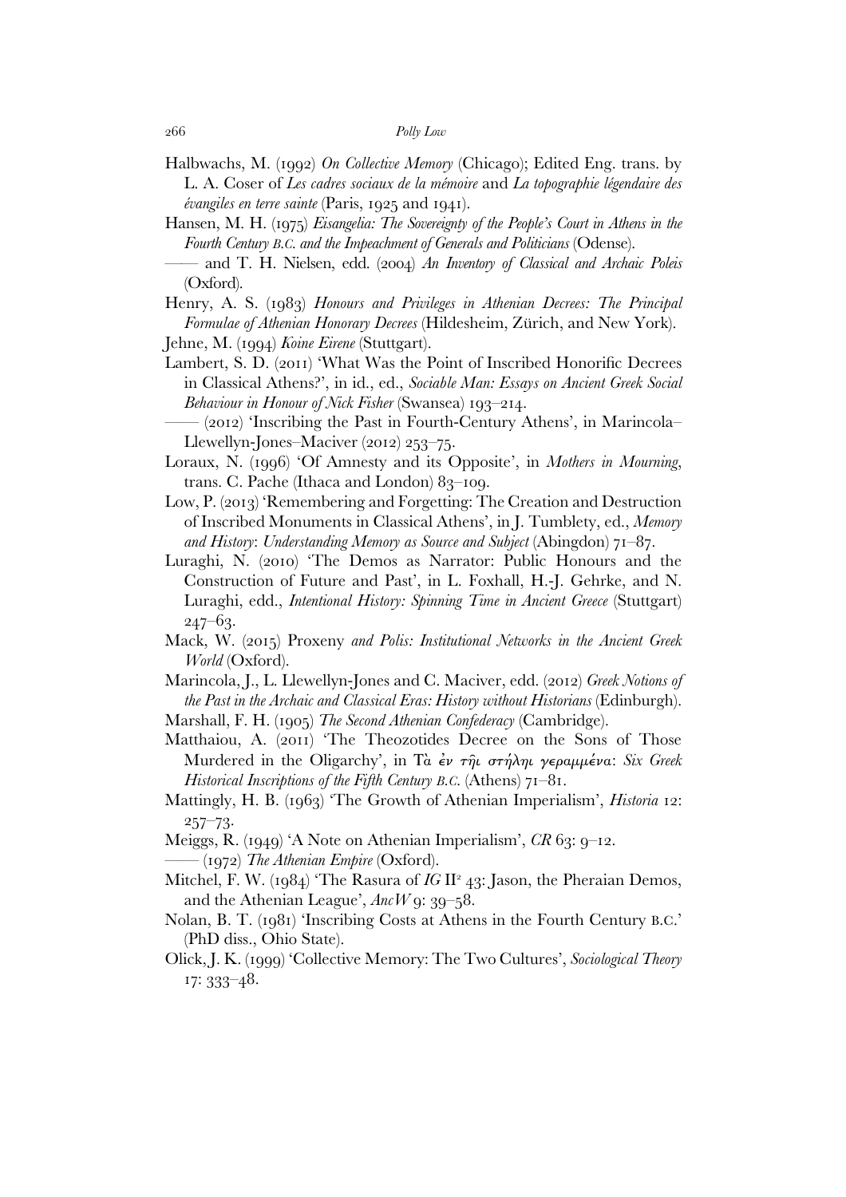Halbwachs, M. (1992) *On Collective Memory* (Chicago); Edited Eng. trans. by L. A. Coser of *Les cadres sociaux de la mémoire* and *La topographie légendaire des évangiles en terre sainte* (Paris, 1925 and 1941).

Hansen, M. H. (1975) *Eisangelia: The Sovereignty of the People's Court in Athens in the Fourth Century B.C. and the Impeachment of Generals and Politicians* (Odense).

—— and T. H. Nielsen, edd. (2004) *An Inventory of Classical and Archaic Poleis* (Oxford).

Henry, A. S. (1983) *Honours and Privileges in Athenian Decrees: The Principal Formulae of Athenian Honorary Decrees* (Hildesheim, Zürich, and New York).

Jehne, M. (1994) *Koine Eirene* (Stuttgart).

Lambert, S. D. (2011) 'What Was the Point of Inscribed Honorific Decrees in Classical Athens?', in id., ed., *Sociable Man: Essays on Ancient Greek Social Behaviour in Honour of Nick Fisher* (Swansea) 193–214.

—— (2012) 'Inscribing the Past in Fourth-Century Athens', in Marincola–Llewellyn-Jones–Maciver (2012) 253–75.

Loraux, N. (1996) 'Of Amnesty and its Opposite', in *Mothers in Mourning*, trans. C. Pache (Ithaca and London) 83–109.

Low, P. (2013) 'Remembering and Forgetting: The Creation and Destruction of Inscribed Monuments in Classical Athens', in J. Tumblety, ed., *Memory and History*: *Understanding Memory as Source and Subject* (Abingdon) 71–87.

Luraghi, N. (2010) 'The Demos as Narrator: Public Honours and the Construction of Future and Past', in L. Foxhall, H.-J. Gehrke, and N. Luraghi, edd., *Intentional History: Spinning Time in Ancient Greece* (Stuttgart) 247–63.

Mack, W. (2015) Proxeny *and Polis: Institutional Networks in the Ancient Greek World* (Oxford).

Marincola, J., L. Llewellyn-Jones and C. Maciver, edd. (2012) *Greek Notions of the Past in the Archaic and Classical Eras: History without Historians* (Edinburgh).

Marshall, F. H. (1905) *The Second Athenian Confederacy* (Cambridge).

Matthaiou, A. (2011) 'The Theozotides Decree on the Sons of Those Murdered in the Oligarchy', in Τὰ *ἐν τῆι στήληι γεγραμμένα*: *Six Greek Historical Inscriptions of the Fifth Century B.C.* (Athens) 71–81.

Mattingly, H. B. (1963) 'The Growth of Athenian Imperialism', *Historia* 12: 257–73.

Meiggs, R. (1949) 'A Note on Athenian Imperialism', *CR* 63: 9–12.

—— (1972) *The Athenian Empire* (Oxford).

Mitchel, F. W. (1984) 'The Rasura of *IG* II² 43: Jason, the Pheraian Demos, and the Athenian League', *AncW* 9: 39–58.

Nolan, B. T. (1981) 'Inscribing Costs at Athens in the Fourth Century B.C.' (PhD diss., Ohio State).

Olick, J. K. (1999) 'Collective Memory: The Two Cultures', *Sociological Theory* 17: 333–48.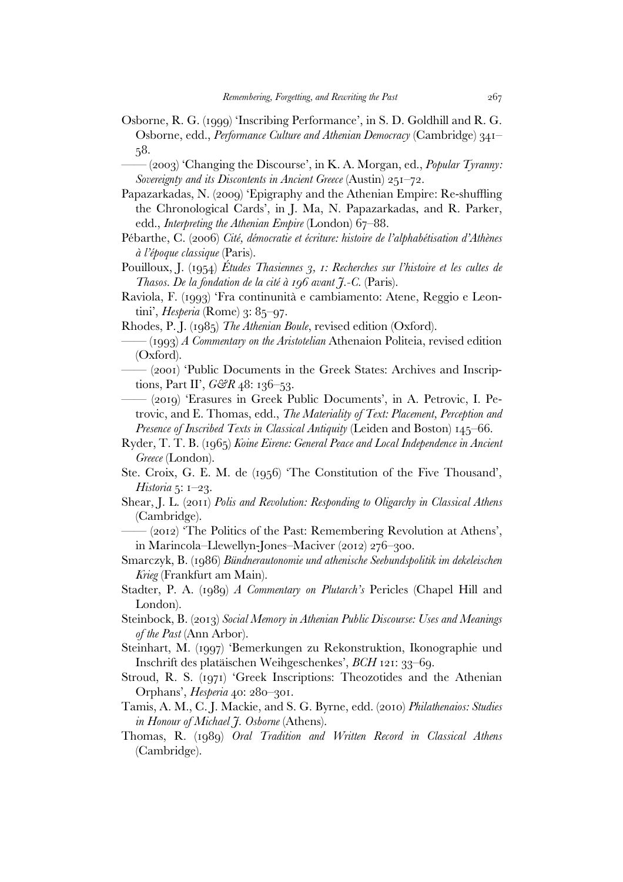Osborne, R. G. (1999) 'Inscribing Performance', in S. D. Goldhill and R. G. Osborne, edd., *Performance Culture and Athenian Democracy* (Cambridge) 341–58.

—— (2003) 'Changing the Discourse', in K. A. Morgan, ed., *Popular Tyranny: Sovereignty and its Discontents in Ancient Greece* (Austin) 251–72.

Papazarkadas, N. (2009) 'Epigraphy and the Athenian Empire: Re-shuffling the Chronological Cards', in J. Ma, N. Papazarkadas, and R. Parker, edd., *Interpreting the Athenian Empire* (London) 67–88.

Pébarthe, C. (2006) *Cité, démocratie et écriture: histoire de l'alphabétisation d'Athènes à l'époque classique* (Paris).

Pouilloux, J. (1954) *Études Thasiennes 3, 1: Recherches sur l'histoire et les cultes de Thasos. De la fondation de la cité à 196 avant J.-C.* (Paris).

Raviola, F. (1993) 'Fra continunità e cambiamento: Atene, Reggio e Leontini', *Hesperia* (Rome) 3: 85–97.

Rhodes, P. J. (1985) *The Athenian Boule*, revised edition (Oxford).

—— (1993) *A Commentary on the Aristotelian* Athenaion Politeia, revised edition (Oxford).

—— (2001) 'Public Documents in the Greek States: Archives and Inscriptions, Part II', *G&R* 48: 136–53.

—— (2019) 'Erasures in Greek Public Documents', in A. Petrovic, I. Petrovic, and E. Thomas, edd., *The Materiality of Text: Placement, Perception and Presence of Inscribed Texts in Classical Antiquity* (Leiden and Boston) 145–66.

Ryder, T. T. B. (1965) *Koine Eirene: General Peace and Local Independence in Ancient Greece* (London).

Ste. Croix, G. E. M. de (1956) 'The Constitution of the Five Thousand', *Historia* 5: 1–23.

Shear, J. L. (2011) *Polis and Revolution: Responding to Oligarchy in Classical Athens* (Cambridge).

—— (2012) 'The Politics of the Past: Remembering Revolution at Athens', in Marincola–Llewellyn-Jones–Maciver (2012) 276–300.

Smarczyk, B. (1986) *Bündnerautonomie und athenische Seebundspolitik im dekeleischen Krieg* (Frankfurt am Main).

Stadter, P. A. (1989) *A Commentary on Plutarch's* Pericles (Chapel Hill and London).

Steinbock, B. (2013) *Social Memory in Athenian Public Discourse: Uses and Meanings of the Past* (Ann Arbor).

Steinhart, M. (1997) 'Bemerkungen zu Rekonstruktion, Ikonographie und Inschrift des platäischen Weihgeschenkes', *BCH* 121: 33–69.

Stroud, R. S. (1971) 'Greek Inscriptions: Theozotides and the Athenian Orphans', *Hesperia* 40: 280–301.

Tamis, A. M., C. J. Mackie, and S. G. Byrne, edd. (2010) *Philathenaios: Studies in Honour of Michael J. Osborne* (Athens).

Thomas, R. (1989) *Oral Tradition and Written Record in Classical Athens* (Cambridge).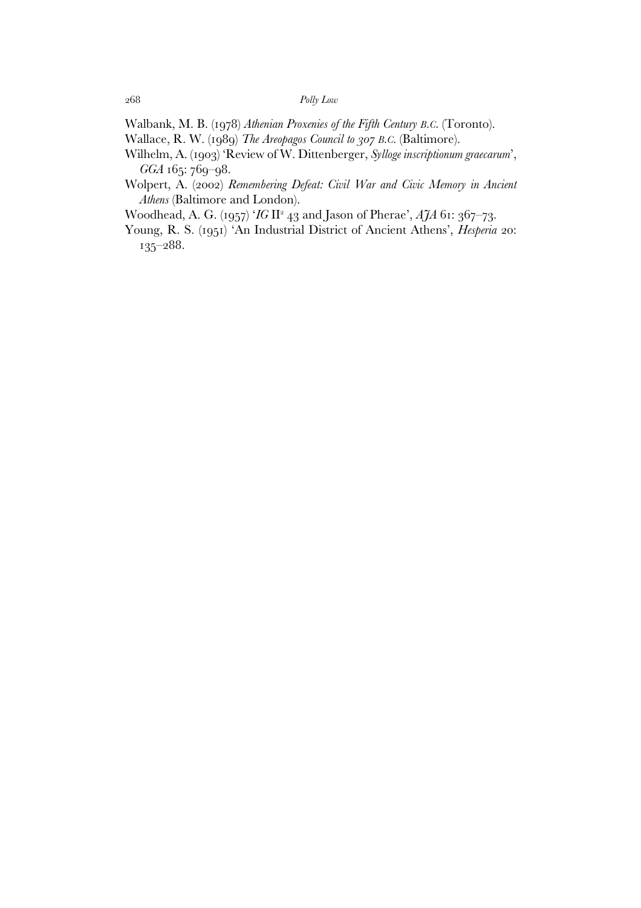Walbank, M. B. (1978) *Athenian Proxenies of the Fifth Century B.C.* (Toronto).

Wallace, R. W. (1989) *The Areopagos Council to 307 B.C.* (Baltimore).

Wilhelm, A. (1903) 'Review of W. Dittenberger, *Sylloge inscriptionum graecarum*', *GGA* 165: 769–98.

Wolpert, A. (2002) *Remembering Defeat: Civil War and Civic Memory in Ancient Athens* (Baltimore and London).

Woodhead, A. G. (1957) '*IG* II$^2$ 43 and Jason of Pherae', *AJA* 61: 367–73.

Young, R. S. (1951) 'An Industrial District of Ancient Athens', *Hesperia* 20: 135–288.